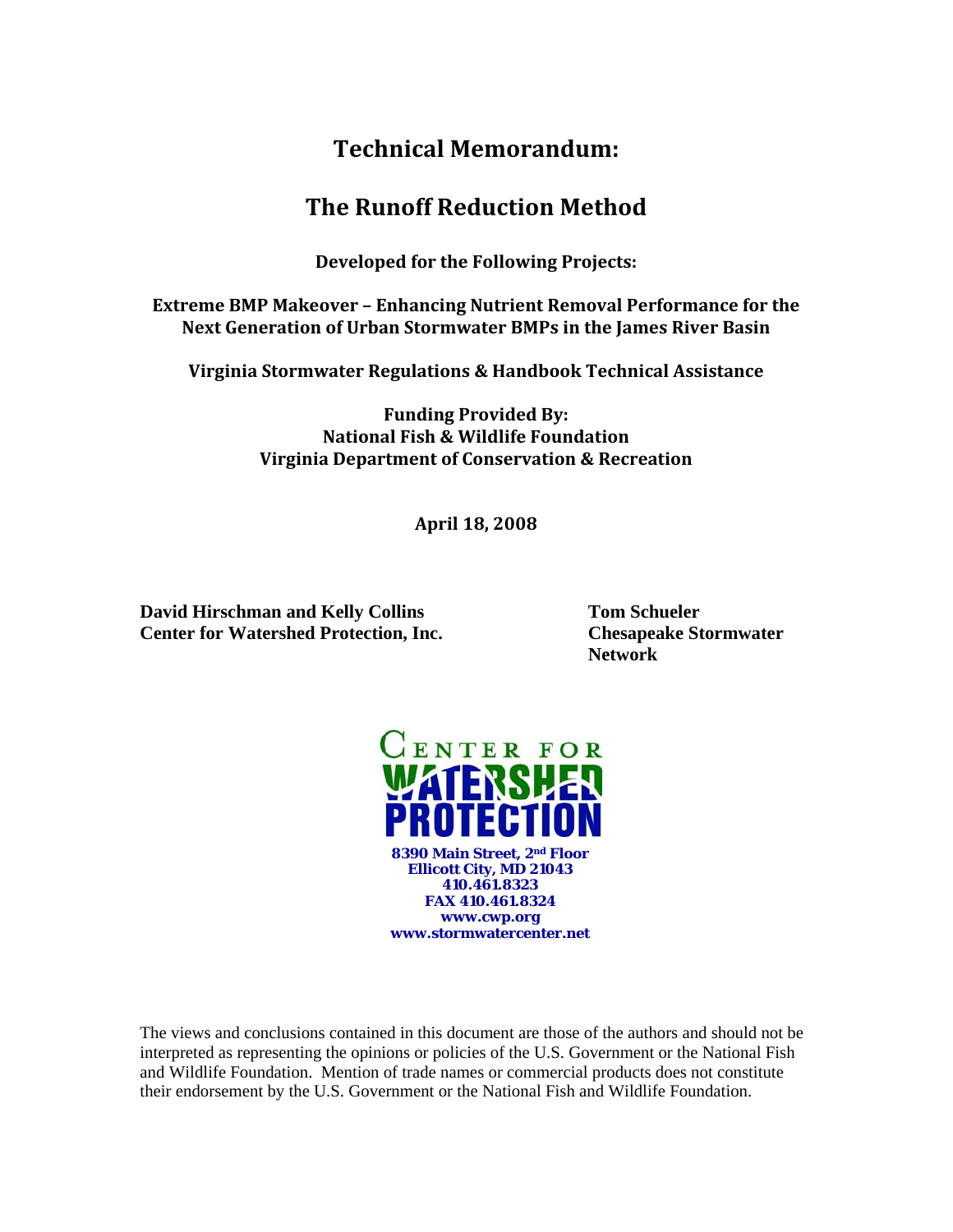# Technical Memorandum:

# The Runoff Reduction Method

**Developed for the Following Projects:**

**Extreme BMP Makeover – Enhancing Nutrient Removal Performance for the Next Generation of Urban Stormwater BMPs in the James River Basin**

**Virginia Stormwater Regulations & Handbook Technical Assistance**

**Funding Provided By:**
**National Fish & Wildlife Foundation**
**Virginia Department of Conservation & Recreation**

**April 18, 2008**

**David Hirschman and Kelly Collins**
**Center for Watershed Protection, Inc.**

**Tom Schueler**
**Chesapeake Stormwater Network**

CENTER FOR WATERSHED PROTECTION

**8390 Main Street, 2nd Floor**
**Ellicott City, MD 21043**
**410.461.8323**
**FAX 410.461.8324**
**www.cwp.org**
**www.stormwatercenter.net**

The views and conclusions contained in this document are those of the authors and should not be interpreted as representing the opinions or policies of the U.S. Government or the National Fish and Wildlife Foundation. Mention of trade names or commercial products does not constitute their endorsement by the U.S. Government or the National Fish and Wildlife Foundation.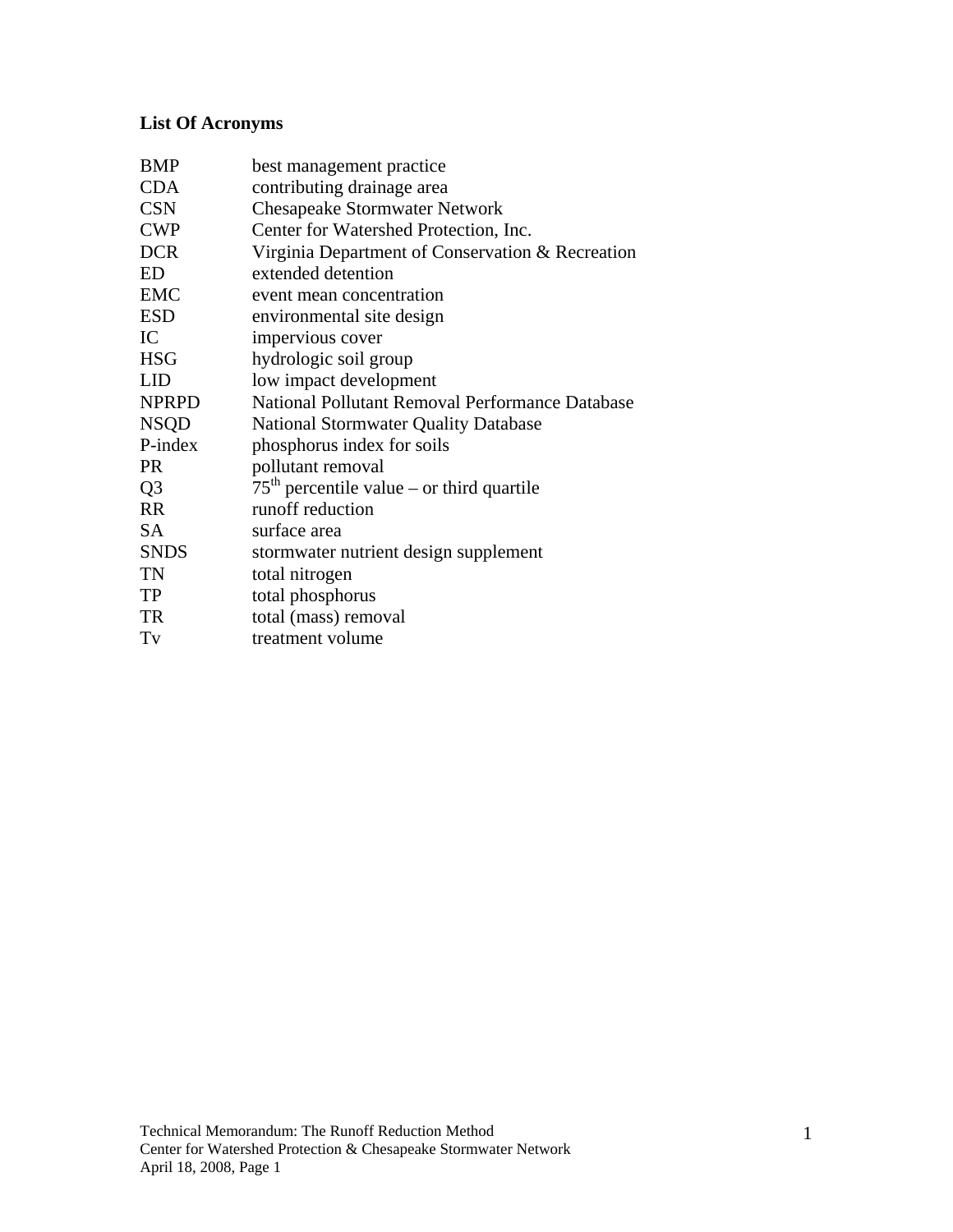## List Of Acronyms

| | |
|---|---|
| BMP | best management practice |
| CDA | contributing drainage area |
| CSN | Chesapeake Stormwater Network |
| CWP | Center for Watershed Protection, Inc. |
| DCR | Virginia Department of Conservation & Recreation |
| ED | extended detention |
| EMC | event mean concentration |
| ESD | environmental site design |
| IC | impervious cover |
| HSG | hydrologic soil group |
| LID | low impact development |
| NPRPD | National Pollutant Removal Performance Database |
| NSQD | National Stormwater Quality Database |
| P-index | phosphorus index for soils |
| PR | pollutant removal |
| Q3 | $75^{th}$ percentile value – or third quartile |
| RR | runoff reduction |
| SA | surface area |
| SNDS | stormwater nutrient design supplement |
| TN | total nitrogen |
| TP | total phosphorus |
| TR | total (mass) removal |
| Tv | treatment volume |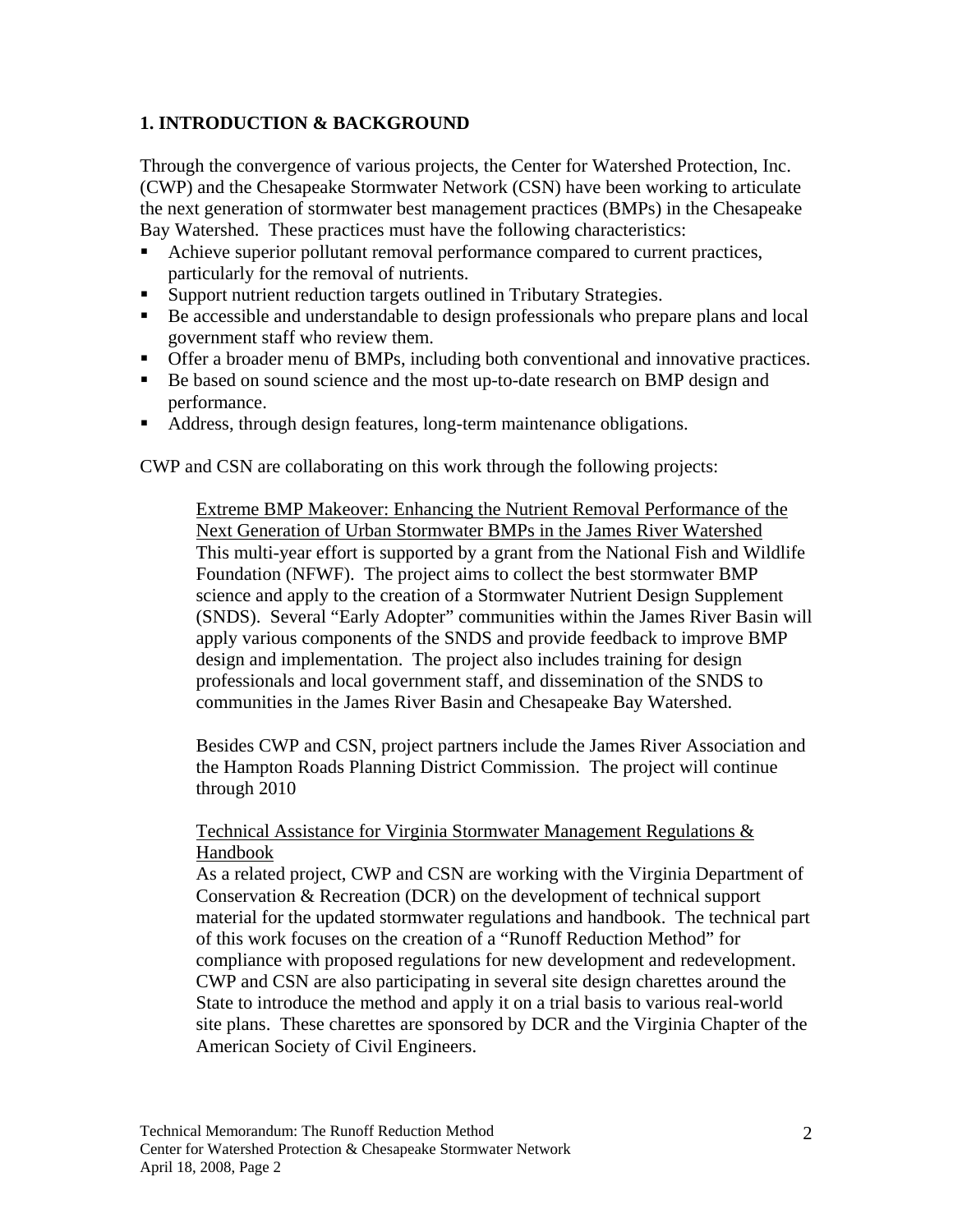## 1. INTRODUCTION & BACKGROUND

Through the convergence of various projects, the Center for Watershed Protection, Inc. (CWP) and the Chesapeake Stormwater Network (CSN) have been working to articulate the next generation of stormwater best management practices (BMPs) in the Chesapeake Bay Watershed. These practices must have the following characteristics:

- Achieve superior pollutant removal performance compared to current practices, particularly for the removal of nutrients.
- Support nutrient reduction targets outlined in Tributary Strategies.
- Be accessible and understandable to design professionals who prepare plans and local government staff who review them.
- Offer a broader menu of BMPs, including both conventional and innovative practices.
- Be based on sound science and the most up-to-date research on BMP design and performance.
- Address, through design features, long-term maintenance obligations.

CWP and CSN are collaborating on this work through the following projects:

> <u>Extreme BMP Makeover: Enhancing the Nutrient Removal Performance of the Next Generation of Urban Stormwater BMPs in the James River Watershed</u>
> This multi-year effort is supported by a grant from the National Fish and Wildlife Foundation (NFWF). The project aims to collect the best stormwater BMP science and apply to the creation of a Stormwater Nutrient Design Supplement (SNDS). Several "Early Adopter" communities within the James River Basin will apply various components of the SNDS and provide feedback to improve BMP design and implementation. The project also includes training for design professionals and local government staff, and dissemination of the SNDS to communities in the James River Basin and Chesapeake Bay Watershed.
>
> Besides CWP and CSN, project partners include the James River Association and the Hampton Roads Planning District Commission. The project will continue through 2010
>
> <u>Technical Assistance for Virginia Stormwater Management Regulations & Handbook</u>
> As a related project, CWP and CSN are working with the Virginia Department of Conservation & Recreation (DCR) on the development of technical support material for the updated stormwater regulations and handbook. The technical part of this work focuses on the creation of a "Runoff Reduction Method" for compliance with proposed regulations for new development and redevelopment. CWP and CSN are also participating in several site design charettes around the State to introduce the method and apply it on a trial basis to various real-world site plans. These charettes are sponsored by DCR and the Virginia Chapter of the American Society of Civil Engineers.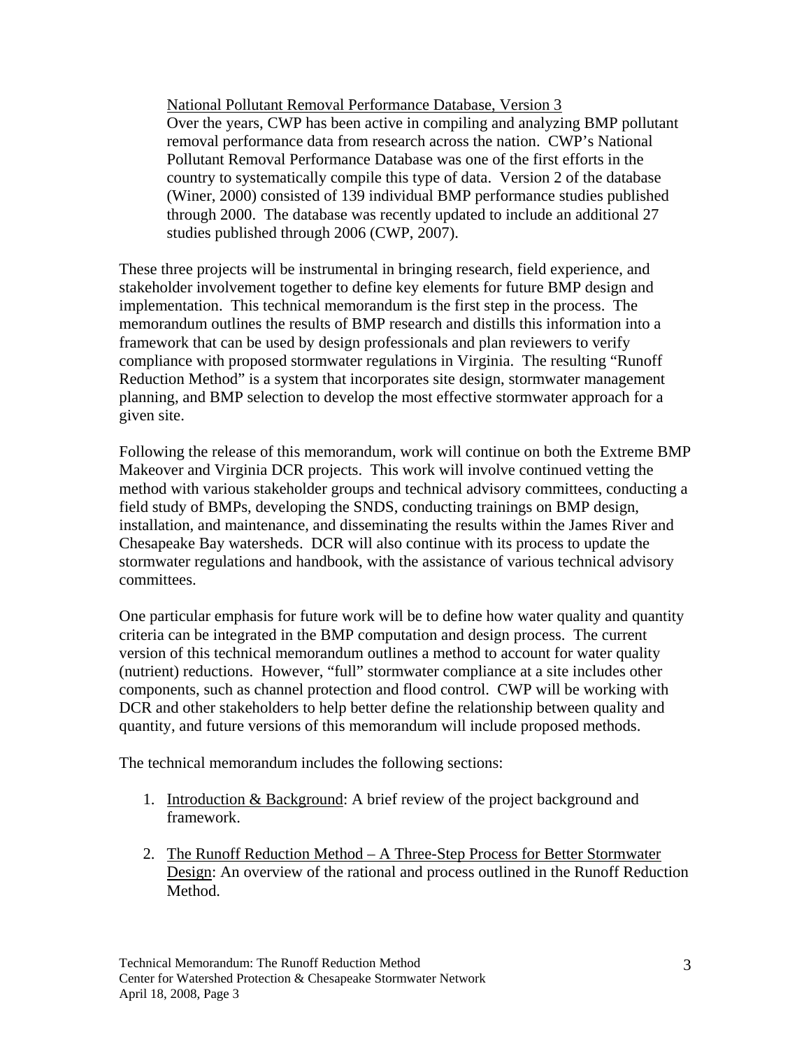National Pollutant Removal Performance Database, Version 3

Over the years, CWP has been active in compiling and analyzing BMP pollutant removal performance data from research across the nation. CWP's National Pollutant Removal Performance Database was one of the first efforts in the country to systematically compile this type of data. Version 2 of the database (Winer, 2000) consisted of 139 individual BMP performance studies published through 2000. The database was recently updated to include an additional 27 studies published through 2006 (CWP, 2007).

These three projects will be instrumental in bringing research, field experience, and stakeholder involvement together to define key elements for future BMP design and implementation. This technical memorandum is the first step in the process. The memorandum outlines the results of BMP research and distills this information into a framework that can be used by design professionals and plan reviewers to verify compliance with proposed stormwater regulations in Virginia. The resulting "Runoff Reduction Method" is a system that incorporates site design, stormwater management planning, and BMP selection to develop the most effective stormwater approach for a given site.

Following the release of this memorandum, work will continue on both the Extreme BMP Makeover and Virginia DCR projects. This work will involve continued vetting the method with various stakeholder groups and technical advisory committees, conducting a field study of BMPs, developing the SNDS, conducting trainings on BMP design, installation, and maintenance, and disseminating the results within the James River and Chesapeake Bay watersheds. DCR will also continue with its process to update the stormwater regulations and handbook, with the assistance of various technical advisory committees.

One particular emphasis for future work will be to define how water quality and quantity criteria can be integrated in the BMP computation and design process. The current version of this technical memorandum outlines a method to account for water quality (nutrient) reductions. However, "full" stormwater compliance at a site includes other components, such as channel protection and flood control. CWP will be working with DCR and other stakeholders to help better define the relationship between quality and quantity, and future versions of this memorandum will include proposed methods.

The technical memorandum includes the following sections:

1. Introduction & Background: A brief review of the project background and framework.
2. The Runoff Reduction Method – A Three-Step Process for Better Stormwater Design: An overview of the rational and process outlined in the Runoff Reduction Method.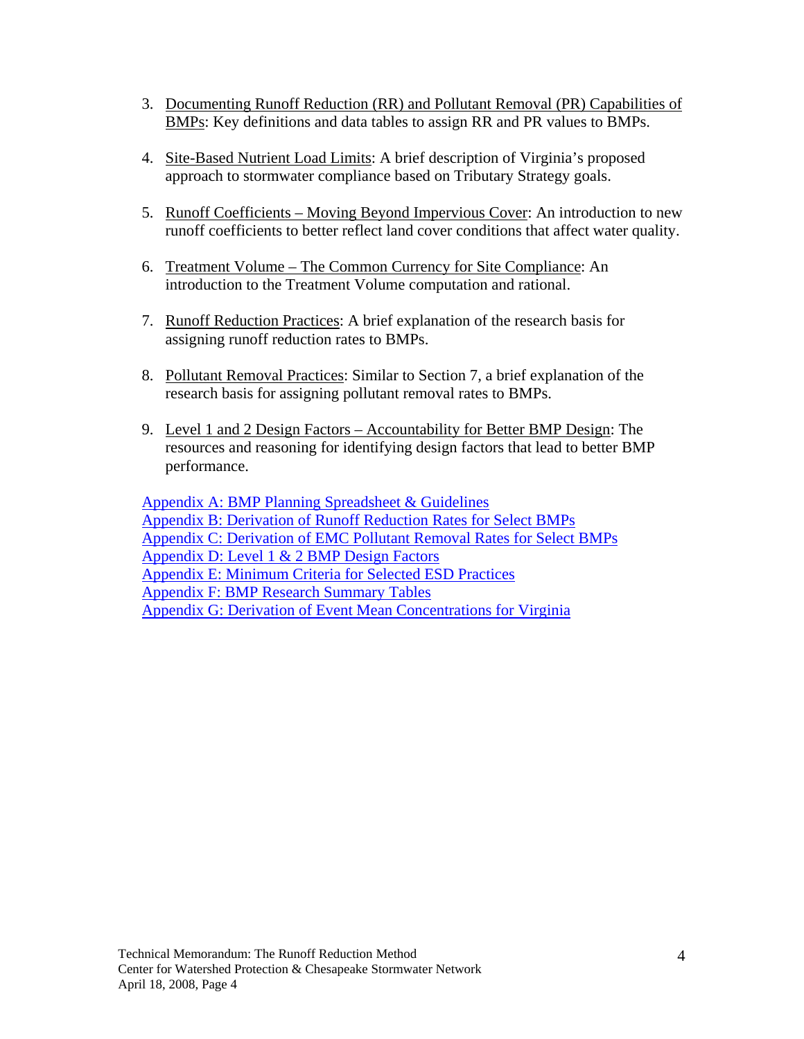3. Documenting Runoff Reduction (RR) and Pollutant Removal (PR) Capabilities of BMPs: Key definitions and data tables to assign RR and PR values to BMPs.

4. Site-Based Nutrient Load Limits: A brief description of Virginia's proposed approach to stormwater compliance based on Tributary Strategy goals.

5. Runoff Coefficients – Moving Beyond Impervious Cover: An introduction to new runoff coefficients to better reflect land cover conditions that affect water quality.

6. Treatment Volume – The Common Currency for Site Compliance: An introduction to the Treatment Volume computation and rational.

7. Runoff Reduction Practices: A brief explanation of the research basis for assigning runoff reduction rates to BMPs.

8. Pollutant Removal Practices: Similar to Section 7, a brief explanation of the research basis for assigning pollutant removal rates to BMPs.

9. Level 1 and 2 Design Factors – Accountability for Better BMP Design: The resources and reasoning for identifying design factors that lead to better BMP performance.

Appendix A: BMP Planning Spreadsheet & Guidelines
Appendix B: Derivation of Runoff Reduction Rates for Select BMPs
Appendix C: Derivation of EMC Pollutant Removal Rates for Select BMPs
Appendix D: Level 1 & 2 BMP Design Factors
Appendix E: Minimum Criteria for Selected ESD Practices
Appendix F: BMP Research Summary Tables
Appendix G: Derivation of Event Mean Concentrations for Virginia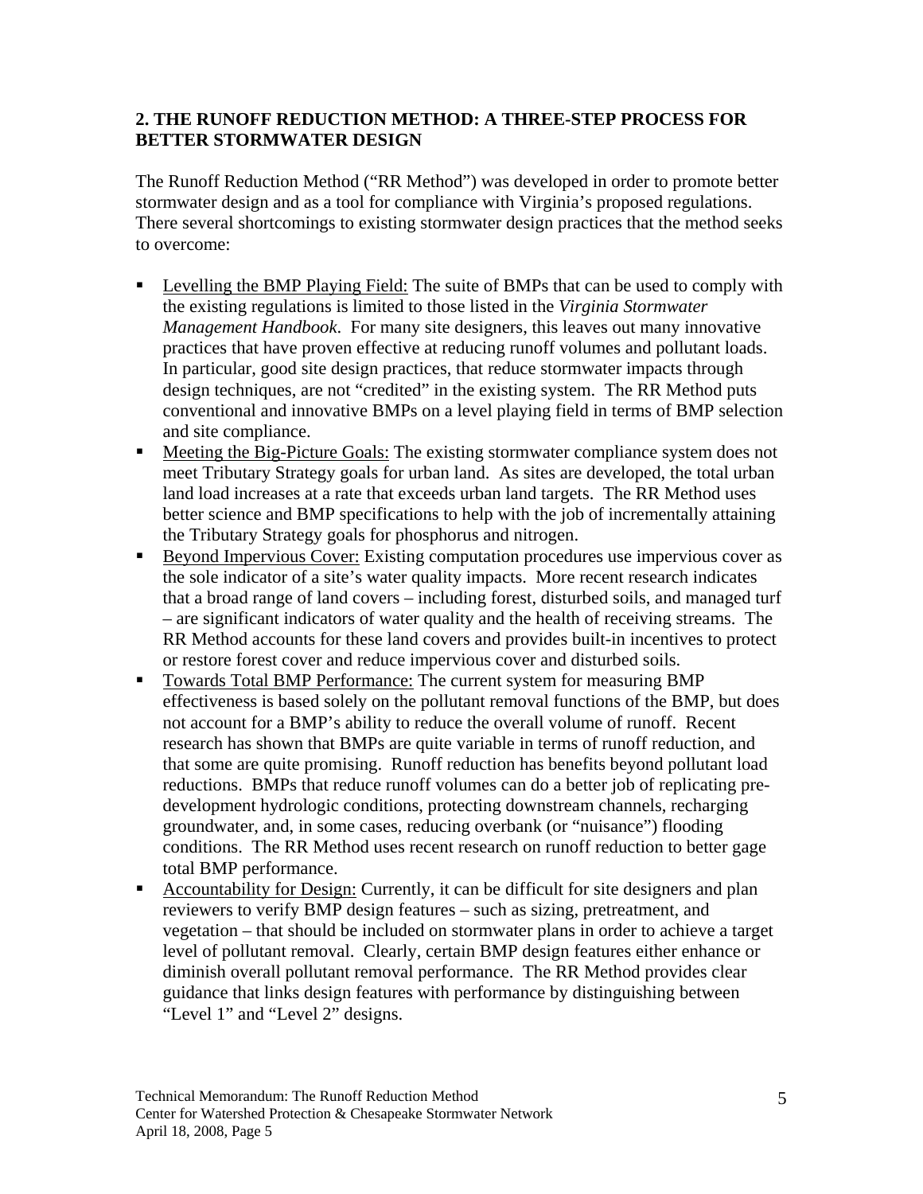## 2. THE RUNOFF REDUCTION METHOD: A THREE-STEP PROCESS FOR BETTER STORMWATER DESIGN

The Runoff Reduction Method ("RR Method") was developed in order to promote better stormwater design and as a tool for compliance with Virginia's proposed regulations. There several shortcomings to existing stormwater design practices that the method seeks to overcome:

- Levelling the BMP Playing Field: The suite of BMPs that can be used to comply with the existing regulations is limited to those listed in the *Virginia Stormwater Management Handbook*. For many site designers, this leaves out many innovative practices that have proven effective at reducing runoff volumes and pollutant loads. In particular, good site design practices, that reduce stormwater impacts through design techniques, are not "credited" in the existing system. The RR Method puts conventional and innovative BMPs on a level playing field in terms of BMP selection and site compliance.
- Meeting the Big-Picture Goals: The existing stormwater compliance system does not meet Tributary Strategy goals for urban land. As sites are developed, the total urban land load increases at a rate that exceeds urban land targets. The RR Method uses better science and BMP specifications to help with the job of incrementally attaining the Tributary Strategy goals for phosphorus and nitrogen.
- Beyond Impervious Cover: Existing computation procedures use impervious cover as the sole indicator of a site's water quality impacts. More recent research indicates that a broad range of land covers – including forest, disturbed soils, and managed turf – are significant indicators of water quality and the health of receiving streams. The RR Method accounts for these land covers and provides built-in incentives to protect or restore forest cover and reduce impervious cover and disturbed soils.
- Towards Total BMP Performance: The current system for measuring BMP effectiveness is based solely on the pollutant removal functions of the BMP, but does not account for a BMP's ability to reduce the overall volume of runoff. Recent research has shown that BMPs are quite variable in terms of runoff reduction, and that some are quite promising. Runoff reduction has benefits beyond pollutant load reductions. BMPs that reduce runoff volumes can do a better job of replicating pre-development hydrologic conditions, protecting downstream channels, recharging groundwater, and, in some cases, reducing overbank (or "nuisance") flooding conditions. The RR Method uses recent research on runoff reduction to better gage total BMP performance.
- Accountability for Design: Currently, it can be difficult for site designers and plan reviewers to verify BMP design features – such as sizing, pretreatment, and vegetation – that should be included on stormwater plans in order to achieve a target level of pollutant removal. Clearly, certain BMP design features either enhance or diminish overall pollutant removal performance. The RR Method provides clear guidance that links design features with performance by distinguishing between "Level 1" and "Level 2" designs.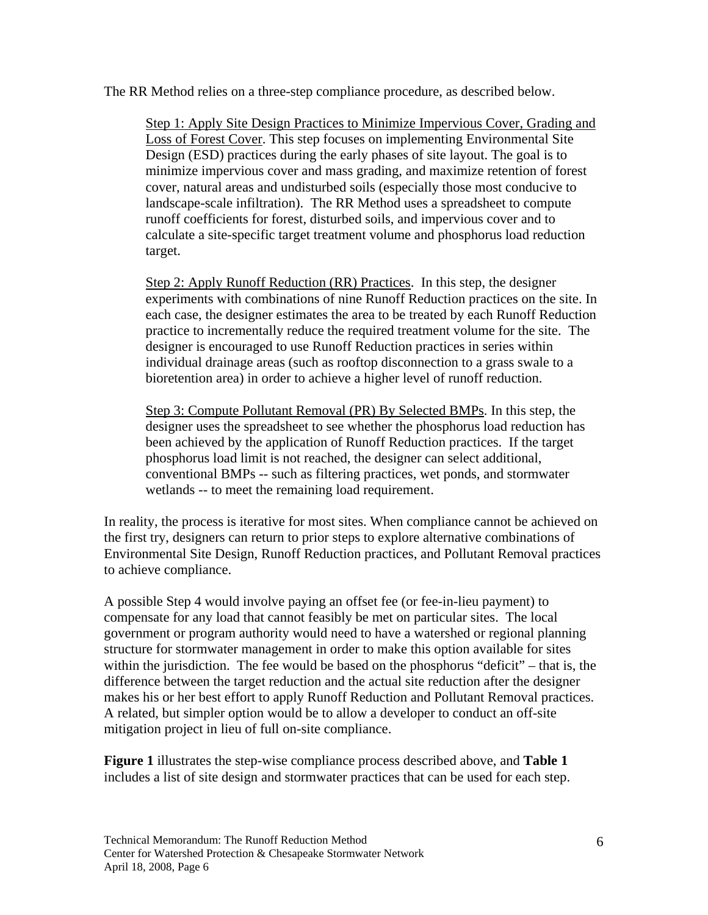The RR Method relies on a three-step compliance procedure, as described below.

> <u>Step 1: Apply Site Design Practices to Minimize Impervious Cover, Grading and Loss of Forest Cover</u>. This step focuses on implementing Environmental Site Design (ESD) practices during the early phases of site layout. The goal is to minimize impervious cover and mass grading, and maximize retention of forest cover, natural areas and undisturbed soils (especially those most conducive to landscape-scale infiltration). The RR Method uses a spreadsheet to compute runoff coefficients for forest, disturbed soils, and impervious cover and to calculate a site-specific target treatment volume and phosphorus load reduction target.
>
> <u>Step 2: Apply Runoff Reduction (RR) Practices</u>. In this step, the designer experiments with combinations of nine Runoff Reduction practices on the site. In each case, the designer estimates the area to be treated by each Runoff Reduction practice to incrementally reduce the required treatment volume for the site. The designer is encouraged to use Runoff Reduction practices in series within individual drainage areas (such as rooftop disconnection to a grass swale to a bioretention area) in order to achieve a higher level of runoff reduction.
>
> <u>Step 3: Compute Pollutant Removal (PR) By Selected BMPs</u>. In this step, the designer uses the spreadsheet to see whether the phosphorus load reduction has been achieved by the application of Runoff Reduction practices. If the target phosphorus load limit is not reached, the designer can select additional, conventional BMPs -- such as filtering practices, wet ponds, and stormwater wetlands -- to meet the remaining load requirement.

In reality, the process is iterative for most sites. When compliance cannot be achieved on the first try, designers can return to prior steps to explore alternative combinations of Environmental Site Design, Runoff Reduction practices, and Pollutant Removal practices to achieve compliance.

A possible Step 4 would involve paying an offset fee (or fee-in-lieu payment) to compensate for any load that cannot feasibly be met on particular sites. The local government or program authority would need to have a watershed or regional planning structure for stormwater management in order to make this option available for sites within the jurisdiction. The fee would be based on the phosphorus "deficit" – that is, the difference between the target reduction and the actual site reduction after the designer makes his or her best effort to apply Runoff Reduction and Pollutant Removal practices. A related, but simpler option would be to allow a developer to conduct an off-site mitigation project in lieu of full on-site compliance.

**Figure 1** illustrates the step-wise compliance process described above, and **Table 1** includes a list of site design and stormwater practices that can be used for each step.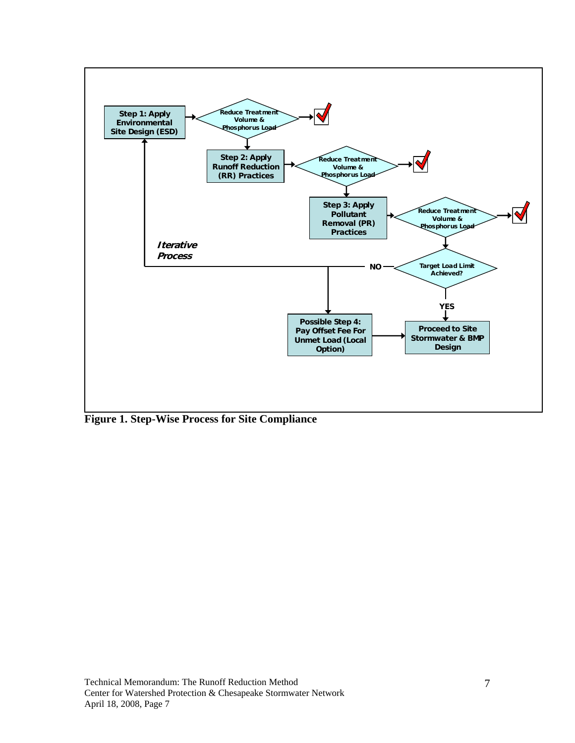Step 1: Apply Environmental Site Design (ESD) → Reduce Treatment Volume & Phosphorus Load → ✓

Step 2: Apply Runoff Reduction (RR) Practices → Reduce Treatment Volume & Phosphorus Load → ✓

Step 3: Apply Pollutant Removal (PR) Practices → Reduce Treatment Volume & Phosphorus Load → ✓

Target Load Limit Achieved?

- YES → Proceed to Site Stormwater & BMP Design
- NO → *Iterative Process* (return to Step 1), or Possible Step 4: Pay Offset Fee For Unmet Load (Local Option) → Proceed to Site Stormwater & BMP Design

**Figure 1. Step-Wise Process for Site Compliance**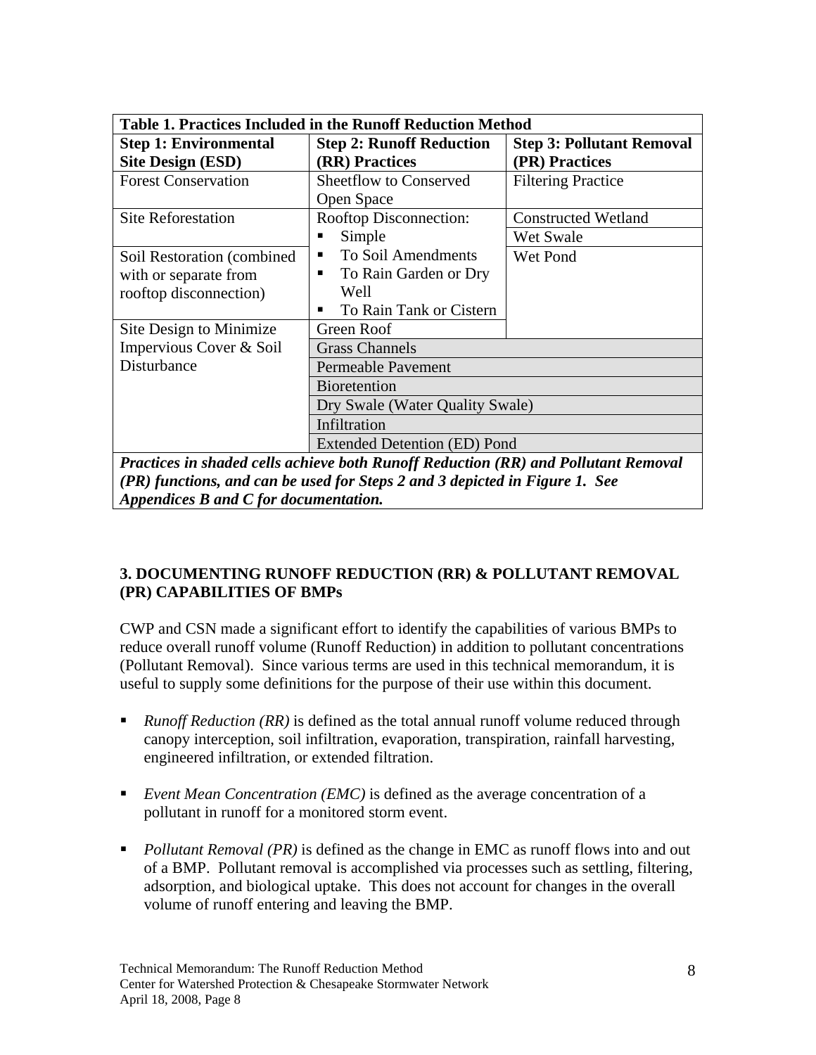**Table 1. Practices Included in the Runoff Reduction Method**

| Step 1: Environmental Site Design (ESD) | Step 2: Runoff Reduction (RR) Practices | Step 3: Pollutant Removal (PR) Practices |
|---|---|---|
| Forest Conservation | Sheetflow to Conserved Open Space | Filtering Practice |
| Site Reforestation | Rooftop Disconnection: ▪ Simple | Constructed Wetland |
| | | Wet Swale |
| Soil Restoration (combined with or separate from rooftop disconnection) | ▪ To Soil Amendments ▪ To Rain Garden or Dry Well ▪ To Rain Tank or Cistern | Wet Pond |
| Site Design to Minimize Impervious Cover & Soil Disturbance | Green Roof | |
| | Grass Channels | |
| | Permeable Pavement | |
| | Bioretention | |
| | Dry Swale (Water Quality Swale) | |
| | Infiltration | |
| | Extended Detention (ED) Pond | |

***Practices in shaded cells achieve both Runoff Reduction (RR) and Pollutant Removal (PR) functions, and can be used for Steps 2 and 3 depicted in Figure 1. See Appendices B and C for documentation.***

## 3. DOCUMENTING RUNOFF REDUCTION (RR) & POLLUTANT REMOVAL (PR) CAPABILITIES OF BMPs

CWP and CSN made a significant effort to identify the capabilities of various BMPs to reduce overall runoff volume (Runoff Reduction) in addition to pollutant concentrations (Pollutant Removal). Since various terms are used in this technical memorandum, it is useful to supply some definitions for the purpose of their use within this document.

- *Runoff Reduction (RR)* is defined as the total annual runoff volume reduced through canopy interception, soil infiltration, evaporation, transpiration, rainfall harvesting, engineered infiltration, or extended filtration.

- *Event Mean Concentration (EMC)* is defined as the average concentration of a pollutant in runoff for a monitored storm event.

- *Pollutant Removal (PR)* is defined as the change in EMC as runoff flows into and out of a BMP. Pollutant removal is accomplished via processes such as settling, filtering, adsorption, and biological uptake. This does not account for changes in the overall volume of runoff entering and leaving the BMP.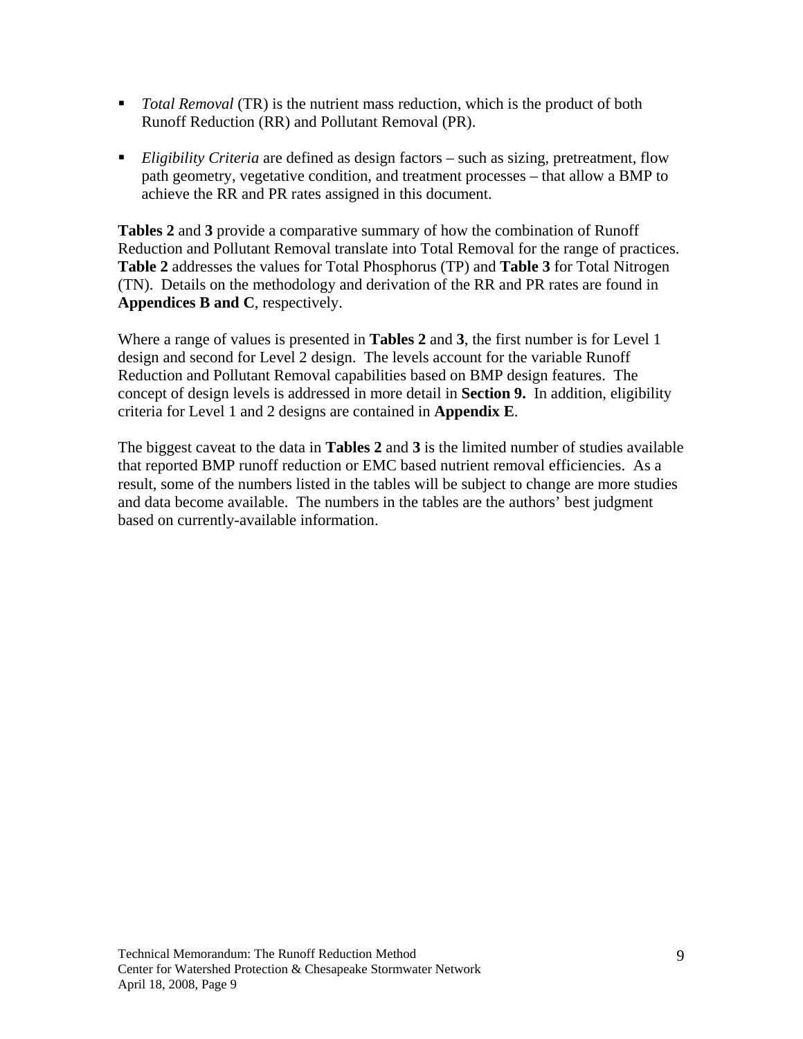- *Total Removal* (TR) is the nutrient mass reduction, which is the product of both Runoff Reduction (RR) and Pollutant Removal (PR).

- *Eligibility Criteria* are defined as design factors – such as sizing, pretreatment, flow path geometry, vegetative condition, and treatment processes – that allow a BMP to achieve the RR and PR rates assigned in this document.

**Tables 2** and **3** provide a comparative summary of how the combination of Runoff Reduction and Pollutant Removal translate into Total Removal for the range of practices. **Table 2** addresses the values for Total Phosphorus (TP) and **Table 3** for Total Nitrogen (TN). Details on the methodology and derivation of the RR and PR rates are found in **Appendices B and C**, respectively.

Where a range of values is presented in **Tables 2** and **3**, the first number is for Level 1 design and second for Level 2 design. The levels account for the variable Runoff Reduction and Pollutant Removal capabilities based on BMP design features. The concept of design levels is addressed in more detail in **Section 9.** In addition, eligibility criteria for Level 1 and 2 designs are contained in **Appendix E**.

The biggest caveat to the data in **Tables 2** and **3** is the limited number of studies available that reported BMP runoff reduction or EMC based nutrient removal efficiencies. As a result, some of the numbers listed in the tables will be subject to change are more studies and data become available. The numbers in the tables are the authors' best judgment based on currently-available information.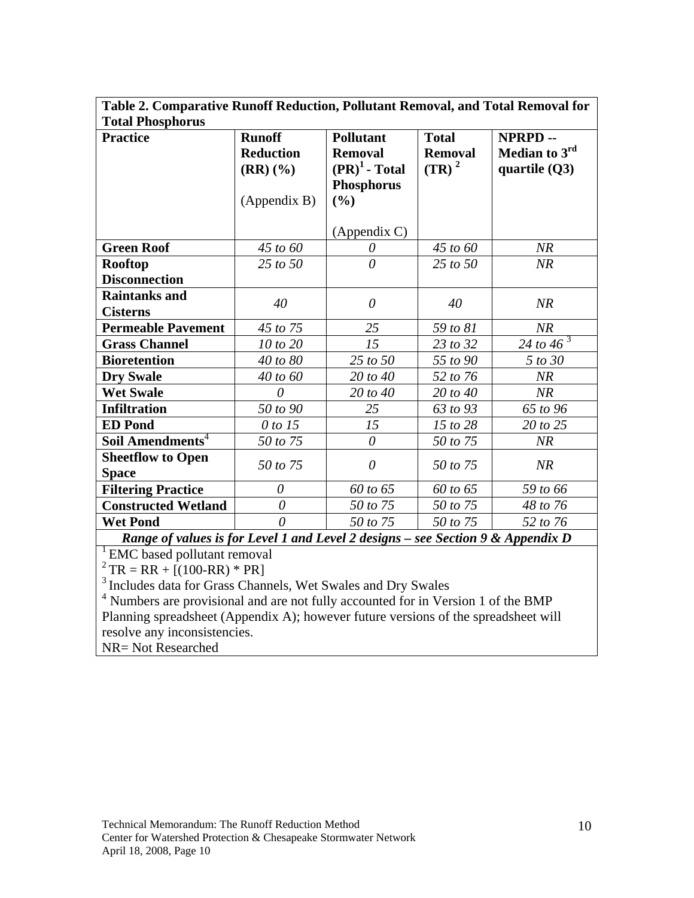**Table 2. Comparative Runoff Reduction, Pollutant Removal, and Total Removal for Total Phosphorus**

| Practice | Runoff Reduction (RR) (%) (Appendix B) | Pollutant Removal (PR)[1] - Total Phosphorus (%) (Appendix C) | Total Removal (TR)[2] | NPRPD -- Median to 3rd quartile (Q3) |
|---|---|---|---|---|
| **Green Roof** | *45 to 60* | *0* | *45 to 60* | *NR* |
| **Rooftop Disconnection** | *25 to 50* | *0* | *25 to 50* | *NR* |
| **Raintanks and Cisterns** | *40* | *0* | *40* | *NR* |
| **Permeable Pavement** | *45 to 75* | *25* | *59 to 81* | *NR* |
| **Grass Channel** | *10 to 20* | *15* | *23 to 32* | *24 to 46* [3] |
| **Bioretention** | *40 to 80* | *25 to 50* | *55 to 90* | *5 to 30* |
| **Dry Swale** | *40 to 60* | *20 to 40* | *52 to 76* | *NR* |
| **Wet Swale** | *0* | *20 to 40* | *20 to 40* | *NR* |
| **Infiltration** | *50 to 90* | *25* | *63 to 93* | *65 to 96* |
| **ED Pond** | *0 to 15* | *15* | *15 to 28* | *20 to 25* |
| **Soil Amendments**[4] | *50 to 75* | *0* | *50 to 75* | *NR* |
| **Sheetflow to Open Space** | *50 to 75* | *0* | *50 to 75* | *NR* |
| **Filtering Practice** | *0* | *60 to 65* | *60 to 65* | *59 to 66* |
| **Constructed Wetland** | *0* | *50 to 75* | *50 to 75* | *48 to 76* |
| **Wet Pond** | *0* | *50 to 75* | *50 to 75* | *52 to 76* |

***Range of values is for Level 1 and Level 2 designs – see Section 9 & Appendix D***

[1] EMC based pollutant removal
[2] TR = RR + [(100-RR) * PR]
[3] Includes data for Grass Channels, Wet Swales and Dry Swales
[4] Numbers are provisional and are not fully accounted for in Version 1 of the BMP Planning spreadsheet (Appendix A); however future versions of the spreadsheet will resolve any inconsistencies.
NR= Not Researched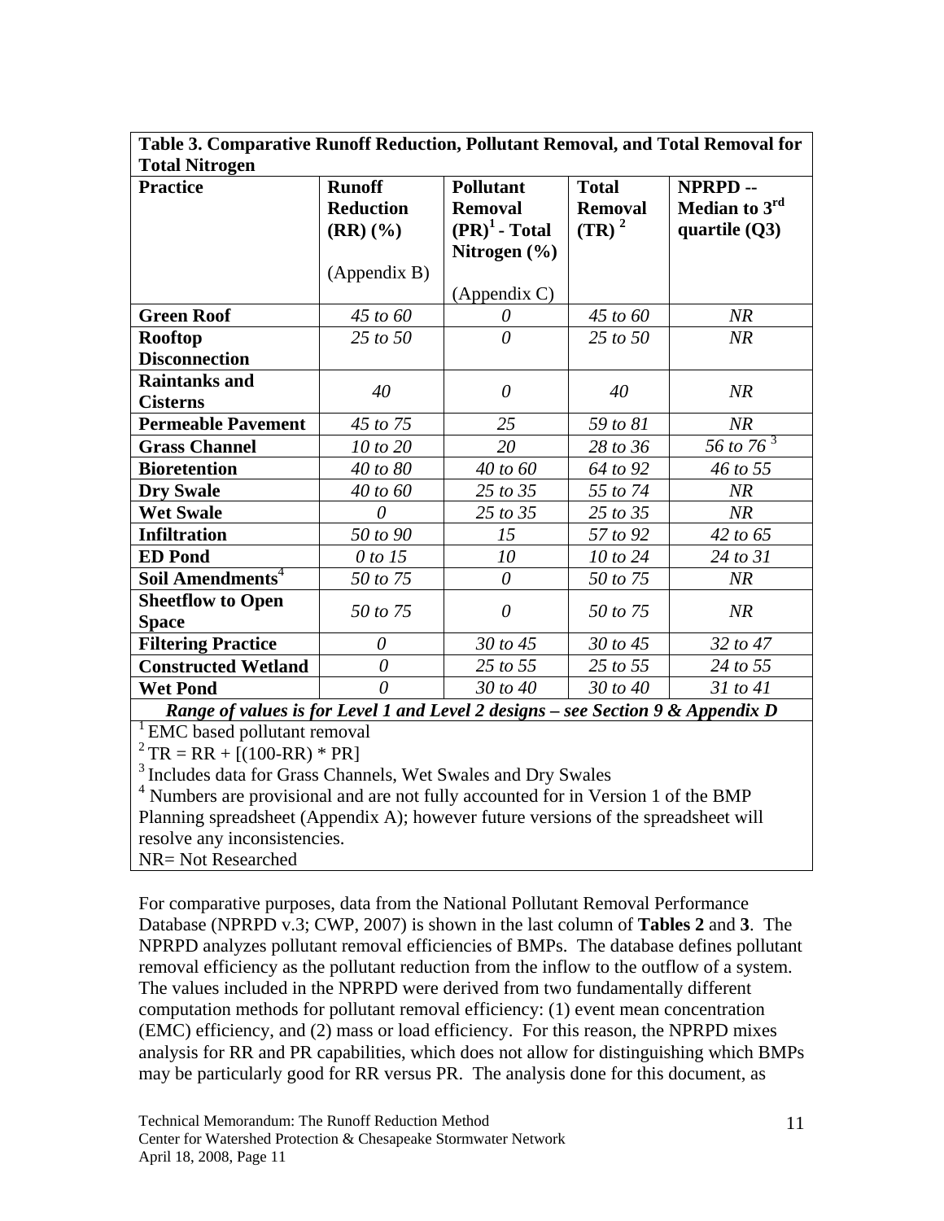**Table 3. Comparative Runoff Reduction, Pollutant Removal, and Total Removal for Total Nitrogen**

| Practice | Runoff Reduction (RR) (%) (Appendix B) | Pollutant Removal (PR)[1] - Total Nitrogen (%) (Appendix C) | Total Removal (TR) [2] | NPRPD -- Median to 3rd quartile (Q3) |
|---|---|---|---|---|
| **Green Roof** | *45 to 60* | *0* | *45 to 60* | *NR* |
| **Rooftop Disconnection** | *25 to 50* | *0* | *25 to 50* | *NR* |
| **Raintanks and Cisterns** | *40* | *0* | *40* | *NR* |
| **Permeable Pavement** | *45 to 75* | *25* | *59 to 81* | *NR* |
| **Grass Channel** | *10 to 20* | *20* | *28 to 36* | *56 to 76* [3] |
| **Bioretention** | *40 to 80* | *40 to 60* | *64 to 92* | *46 to 55* |
| **Dry Swale** | *40 to 60* | *25 to 35* | *55 to 74* | *NR* |
| **Wet Swale** | *0* | *25 to 35* | *25 to 35* | *NR* |
| **Infiltration** | *50 to 90* | *15* | *57 to 92* | *42 to 65* |
| **ED Pond** | *0 to 15* | *10* | *10 to 24* | *24 to 31* |
| **Soil Amendments**[4] | *50 to 75* | *0* | *50 to 75* | *NR* |
| **Sheetflow to Open Space** | *50 to 75* | *0* | *50 to 75* | *NR* |
| **Filtering Practice** | *0* | *30 to 45* | *30 to 45* | *32 to 47* |
| **Constructed Wetland** | *0* | *25 to 55* | *25 to 55* | *24 to 55* |
| **Wet Pond** | *0* | *30 to 40* | *30 to 40* | *31 to 41* |

***Range of values is for Level 1 and Level 2 designs – see Section 9 & Appendix D***

[1] EMC based pollutant removal
[2] TR = RR + [(100-RR) * PR]
[3] Includes data for Grass Channels, Wet Swales and Dry Swales
[4] Numbers are provisional and are not fully accounted for in Version 1 of the BMP Planning spreadsheet (Appendix A); however future versions of the spreadsheet will resolve any inconsistencies.
NR= Not Researched

For comparative purposes, data from the National Pollutant Removal Performance Database (NPRPD v.3; CWP, 2007) is shown in the last column of **Tables 2** and **3**. The NPRPD analyzes pollutant removal efficiencies of BMPs. The database defines pollutant removal efficiency as the pollutant reduction from the inflow to the outflow of a system. The values included in the NPRPD were derived from two fundamentally different computation methods for pollutant removal efficiency: (1) event mean concentration (EMC) efficiency, and (2) mass or load efficiency. For this reason, the NPRPD mixes analysis for RR and PR capabilities, which does not allow for distinguishing which BMPs may be particularly good for RR versus PR. The analysis done for this document, as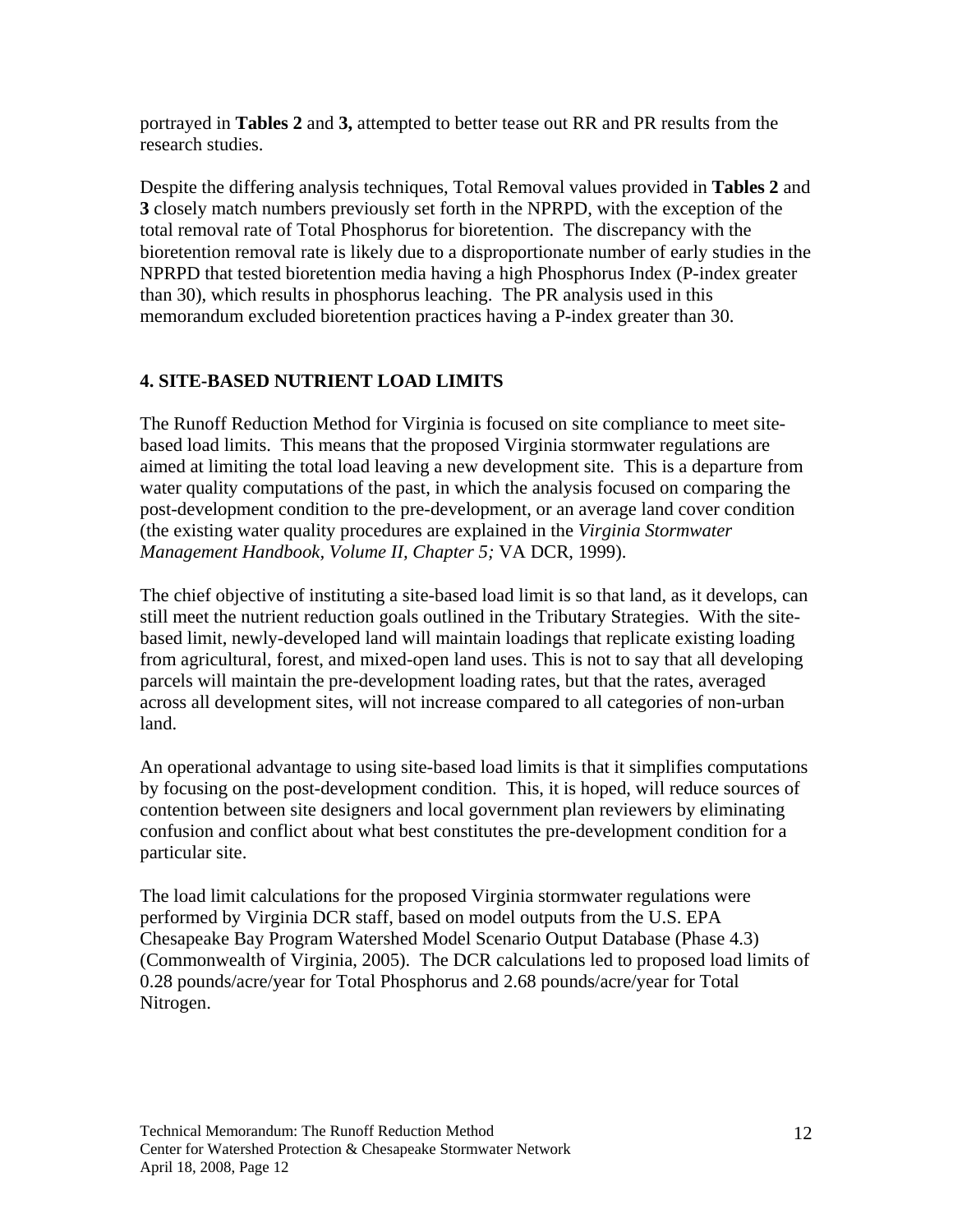portrayed in **Tables 2** and **3,** attempted to better tease out RR and PR results from the research studies.

Despite the differing analysis techniques, Total Removal values provided in **Tables 2** and **3** closely match numbers previously set forth in the NPRPD, with the exception of the total removal rate of Total Phosphorus for bioretention. The discrepancy with the bioretention removal rate is likely due to a disproportionate number of early studies in the NPRPD that tested bioretention media having a high Phosphorus Index (P-index greater than 30), which results in phosphorus leaching. The PR analysis used in this memorandum excluded bioretention practices having a P-index greater than 30.

## 4. SITE-BASED NUTRIENT LOAD LIMITS

The Runoff Reduction Method for Virginia is focused on site compliance to meet site-based load limits. This means that the proposed Virginia stormwater regulations are aimed at limiting the total load leaving a new development site. This is a departure from water quality computations of the past, in which the analysis focused on comparing the post-development condition to the pre-development, or an average land cover condition (the existing water quality procedures are explained in the *Virginia Stormwater Management Handbook, Volume II, Chapter 5;* VA DCR, 1999).

The chief objective of instituting a site-based load limit is so that land, as it develops, can still meet the nutrient reduction goals outlined in the Tributary Strategies. With the site-based limit, newly-developed land will maintain loadings that replicate existing loading from agricultural, forest, and mixed-open land uses. This is not to say that all developing parcels will maintain the pre-development loading rates, but that the rates, averaged across all development sites, will not increase compared to all categories of non-urban land.

An operational advantage to using site-based load limits is that it simplifies computations by focusing on the post-development condition. This, it is hoped, will reduce sources of contention between site designers and local government plan reviewers by eliminating confusion and conflict about what best constitutes the pre-development condition for a particular site.

The load limit calculations for the proposed Virginia stormwater regulations were performed by Virginia DCR staff, based on model outputs from the U.S. EPA Chesapeake Bay Program Watershed Model Scenario Output Database (Phase 4.3) (Commonwealth of Virginia, 2005). The DCR calculations led to proposed load limits of 0.28 pounds/acre/year for Total Phosphorus and 2.68 pounds/acre/year for Total Nitrogen.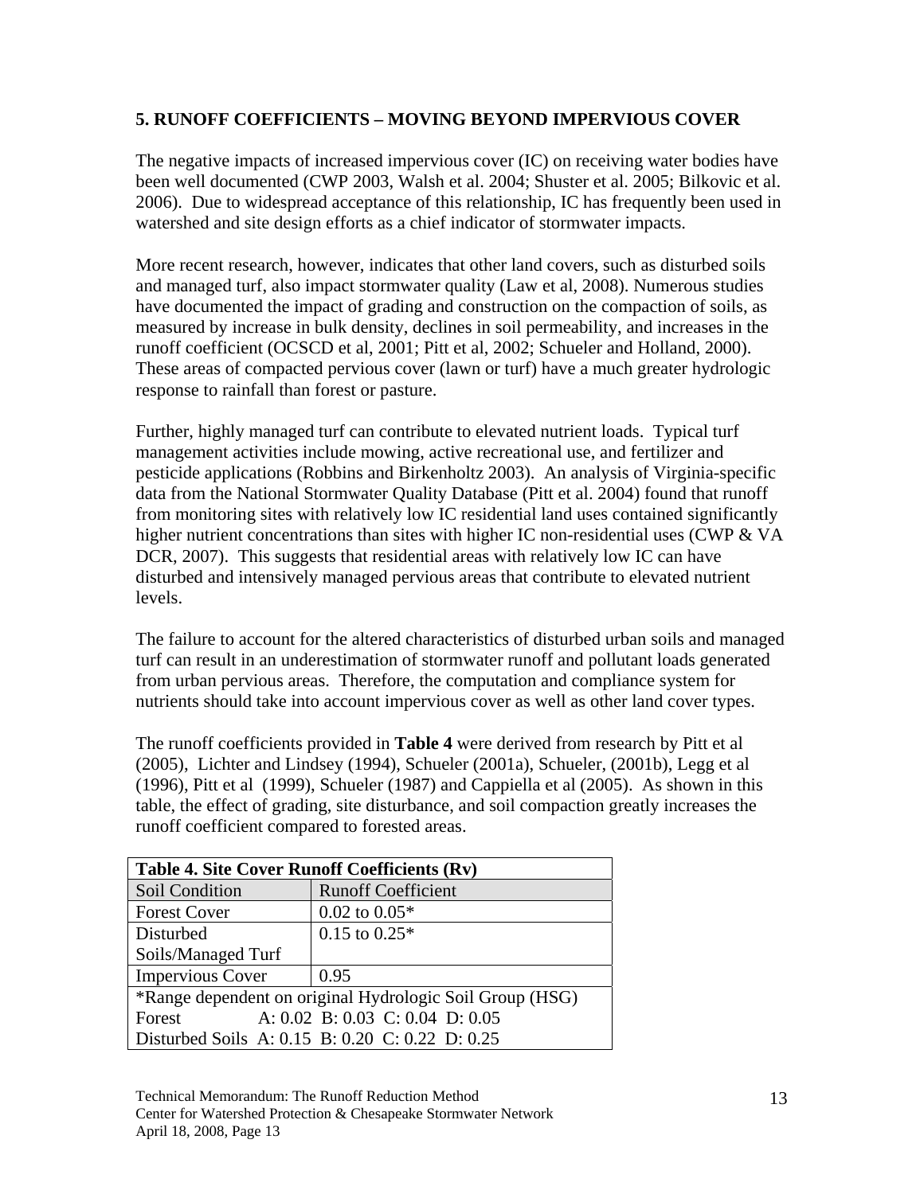## 5. RUNOFF COEFFICIENTS – MOVING BEYOND IMPERVIOUS COVER

The negative impacts of increased impervious cover (IC) on receiving water bodies have been well documented (CWP 2003, Walsh et al. 2004; Shuster et al. 2005; Bilkovic et al. 2006). Due to widespread acceptance of this relationship, IC has frequently been used in watershed and site design efforts as a chief indicator of stormwater impacts.

More recent research, however, indicates that other land covers, such as disturbed soils and managed turf, also impact stormwater quality (Law et al, 2008). Numerous studies have documented the impact of grading and construction on the compaction of soils, as measured by increase in bulk density, declines in soil permeability, and increases in the runoff coefficient (OCSCD et al, 2001; Pitt et al, 2002; Schueler and Holland, 2000). These areas of compacted pervious cover (lawn or turf) have a much greater hydrologic response to rainfall than forest or pasture.

Further, highly managed turf can contribute to elevated nutrient loads. Typical turf management activities include mowing, active recreational use, and fertilizer and pesticide applications (Robbins and Birkenholtz 2003). An analysis of Virginia-specific data from the National Stormwater Quality Database (Pitt et al. 2004) found that runoff from monitoring sites with relatively low IC residential land uses contained significantly higher nutrient concentrations than sites with higher IC non-residential uses (CWP & VA DCR, 2007). This suggests that residential areas with relatively low IC can have disturbed and intensively managed pervious areas that contribute to elevated nutrient levels.

The failure to account for the altered characteristics of disturbed urban soils and managed turf can result in an underestimation of stormwater runoff and pollutant loads generated from urban pervious areas. Therefore, the computation and compliance system for nutrients should take into account impervious cover as well as other land cover types.

The runoff coefficients provided in **Table 4** were derived from research by Pitt et al (2005), Lichter and Lindsey (1994), Schueler (2001a), Schueler, (2001b), Legg et al (1996), Pitt et al (1999), Schueler (1987) and Cappiella et al (2005). As shown in this table, the effect of grading, site disturbance, and soil compaction greatly increases the runoff coefficient compared to forested areas.

| **Table 4. Site Cover Runoff Coefficients (Rv)** | |
|---|---|
| Soil Condition | Runoff Coefficient |
| Forest Cover | 0.02 to 0.05* |
| Disturbed Soils/Managed Turf | 0.15 to 0.25* |
| Impervious Cover | 0.95 |
| *Range dependent on original Hydrologic Soil Group (HSG) | |
| Forest A: 0.02 B: 0.03 C: 0.04 D: 0.05 | |
| Disturbed Soils A: 0.15 B: 0.20 C: 0.22 D: 0.25 | |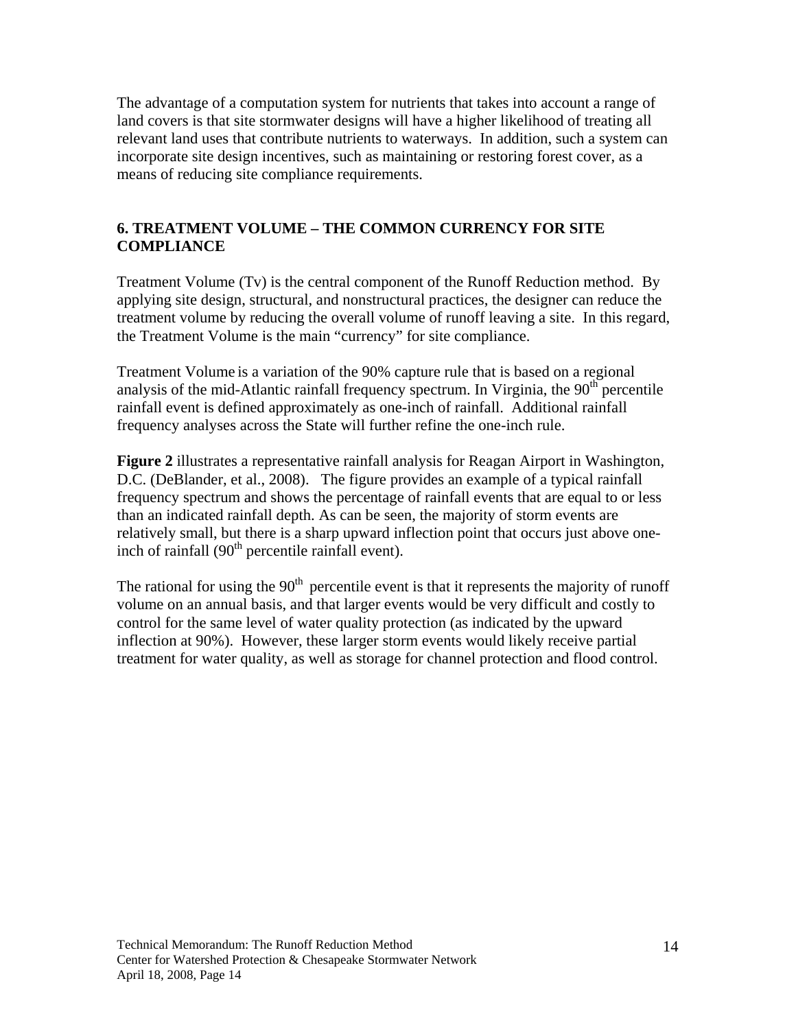The advantage of a computation system for nutrients that takes into account a range of land covers is that site stormwater designs will have a higher likelihood of treating all relevant land uses that contribute nutrients to waterways. In addition, such a system can incorporate site design incentives, such as maintaining or restoring forest cover, as a means of reducing site compliance requirements.

## 6. TREATMENT VOLUME – THE COMMON CURRENCY FOR SITE COMPLIANCE

Treatment Volume (Tv) is the central component of the Runoff Reduction method. By applying site design, structural, and nonstructural practices, the designer can reduce the treatment volume by reducing the overall volume of runoff leaving a site. In this regard, the Treatment Volume is the main "currency" for site compliance.

Treatment Volume is a variation of the 90% capture rule that is based on a regional analysis of the mid-Atlantic rainfall frequency spectrum. In Virginia, the 90$^{th}$ percentile rainfall event is defined approximately as one-inch of rainfall. Additional rainfall frequency analyses across the State will further refine the one-inch rule.

**Figure 2** illustrates a representative rainfall analysis for Reagan Airport in Washington, D.C. (DeBlander, et al., 2008). The figure provides an example of a typical rainfall frequency spectrum and shows the percentage of rainfall events that are equal to or less than an indicated rainfall depth. As can be seen, the majority of storm events are relatively small, but there is a sharp upward inflection point that occurs just above one-inch of rainfall (90$^{th}$ percentile rainfall event).

The rational for using the 90$^{th}$ percentile event is that it represents the majority of runoff volume on an annual basis, and that larger events would be very difficult and costly to control for the same level of water quality protection (as indicated by the upward inflection at 90%). However, these larger storm events would likely receive partial treatment for water quality, as well as storage for channel protection and flood control.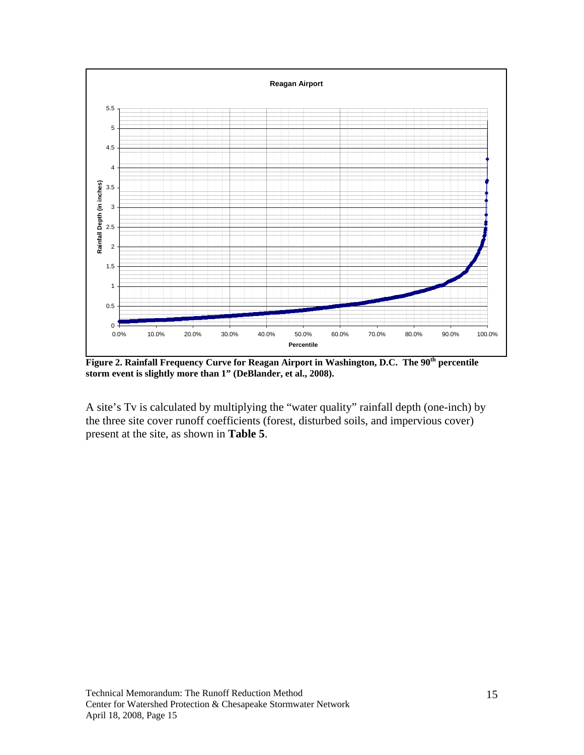**Figure 2. Rainfall Frequency Curve for Reagan Airport in Washington, D.C. The 90th percentile storm event is slightly more than 1" (DeBlander, et al., 2008).**

A site's Tv is calculated by multiplying the "water quality" rainfall depth (one-inch) by the three site cover runoff coefficients (forest, disturbed soils, and impervious cover) present at the site, as shown in **Table 5**.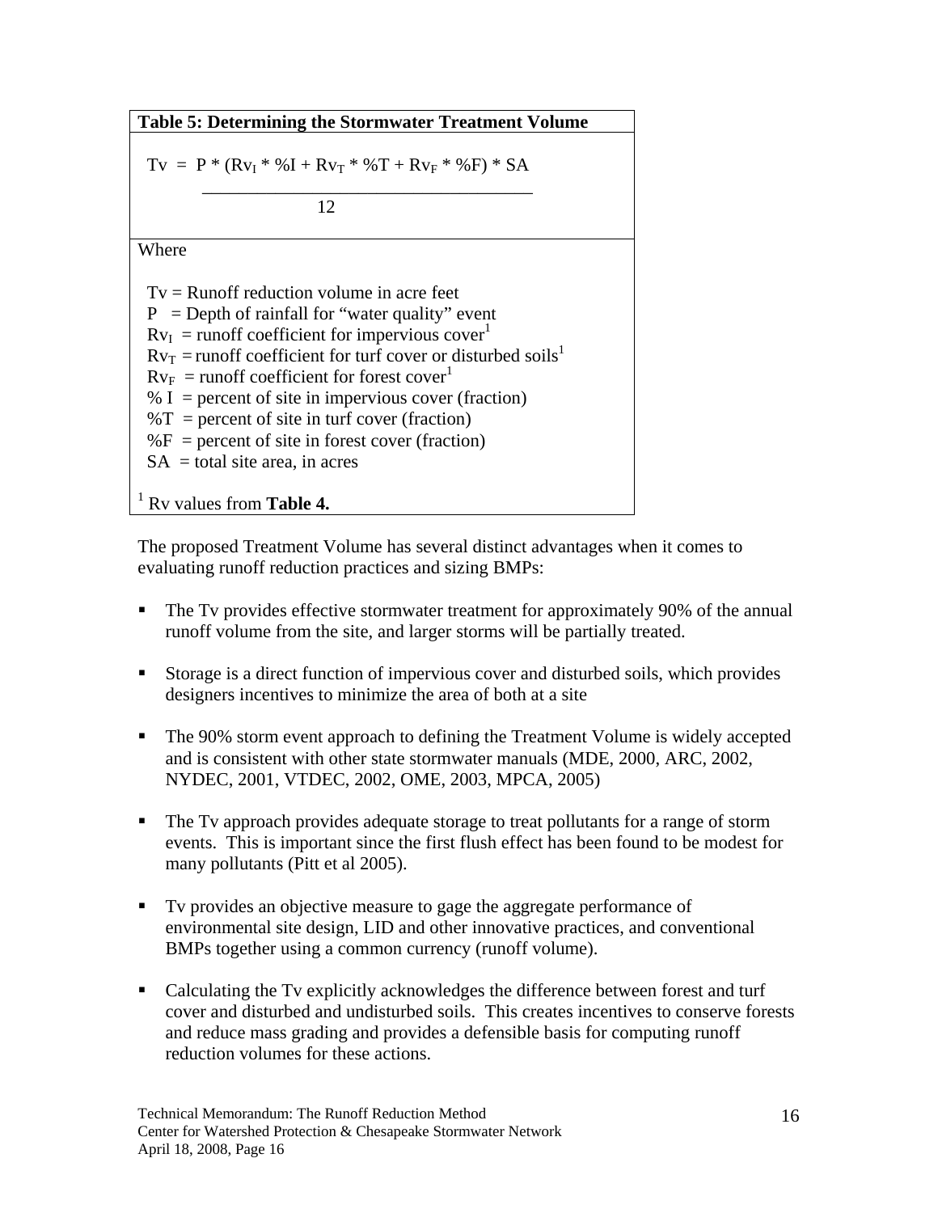**Table 5: Determining the Stormwater Treatment Volume**

$$Tv = \frac{P * (Rv_I * \%I + Rv_T * \%T + Rv_F * \%F) * SA}{12}$$

Where

- $Tv$ = Runoff reduction volume in acre feet
- $P$ = Depth of rainfall for "water quality" event
- $Rv_I$ = runoff coefficient for impervious cover[1]
- $Rv_T$ = runoff coefficient for turf cover or disturbed soils[1]
- $Rv_F$ = runoff coefficient for forest cover[1]
- $\% I$ = percent of site in impervious cover (fraction)
- $\%T$ = percent of site in turf cover (fraction)
- $\%F$ = percent of site in forest cover (fraction)
- $SA$ = total site area, in acres

[1] Rv values from **Table 4.**

The proposed Treatment Volume has several distinct advantages when it comes to evaluating runoff reduction practices and sizing BMPs:

- The Tv provides effective stormwater treatment for approximately 90% of the annual runoff volume from the site, and larger storms will be partially treated.
- Storage is a direct function of impervious cover and disturbed soils, which provides designers incentives to minimize the area of both at a site
- The 90% storm event approach to defining the Treatment Volume is widely accepted and is consistent with other state stormwater manuals (MDE, 2000, ARC, 2002, NYDEC, 2001, VTDEC, 2002, OME, 2003, MPCA, 2005)
- The Tv approach provides adequate storage to treat pollutants for a range of storm events. This is important since the first flush effect has been found to be modest for many pollutants (Pitt et al 2005).
- Tv provides an objective measure to gage the aggregate performance of environmental site design, LID and other innovative practices, and conventional BMPs together using a common currency (runoff volume).
- Calculating the Tv explicitly acknowledges the difference between forest and turf cover and disturbed and undisturbed soils. This creates incentives to conserve forests and reduce mass grading and provides a defensible basis for computing runoff reduction volumes for these actions.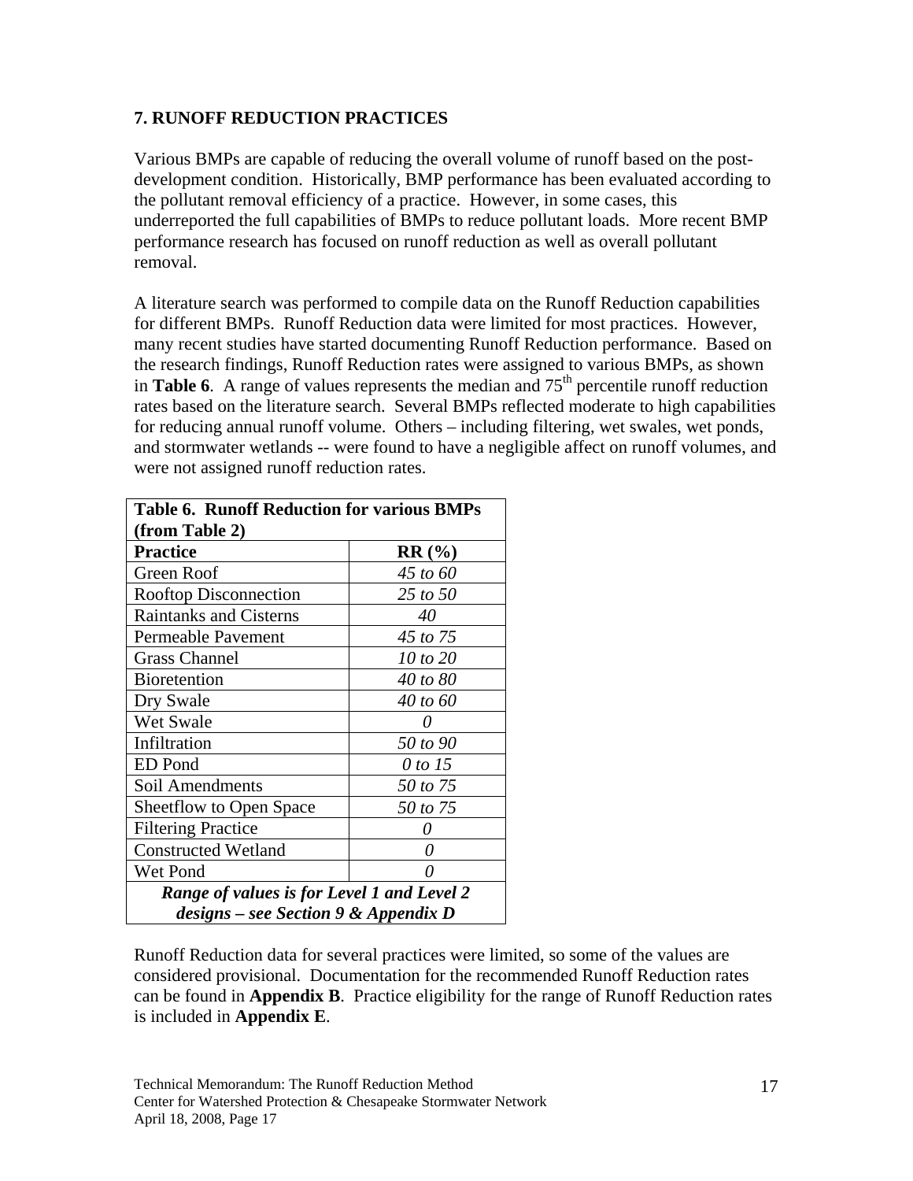## 7. RUNOFF REDUCTION PRACTICES

Various BMPs are capable of reducing the overall volume of runoff based on the post-development condition. Historically, BMP performance has been evaluated according to the pollutant removal efficiency of a practice. However, in some cases, this underreported the full capabilities of BMPs to reduce pollutant loads. More recent BMP performance research has focused on runoff reduction as well as overall pollutant removal.

A literature search was performed to compile data on the Runoff Reduction capabilities for different BMPs. Runoff Reduction data were limited for most practices. However, many recent studies have started documenting Runoff Reduction performance. Based on the research findings, Runoff Reduction rates were assigned to various BMPs, as shown in **Table 6**. A range of values represents the median and 75$^{th}$ percentile runoff reduction rates based on the literature search. Several BMPs reflected moderate to high capabilities for reducing annual runoff volume. Others – including filtering, wet swales, wet ponds, and stormwater wetlands -- were found to have a negligible affect on runoff volumes, and were not assigned runoff reduction rates.

| **Table 6. Runoff Reduction for various BMPs (from Table 2)** | |
|---|---|
| **Practice** | **RR (%)** |
| Green Roof | *45 to 60* |
| Rooftop Disconnection | *25 to 50* |
| Raintanks and Cisterns | *40* |
| Permeable Pavement | *45 to 75* |
| Grass Channel | *10 to 20* |
| Bioretention | *40 to 80* |
| Dry Swale | *40 to 60* |
| Wet Swale | *0* |
| Infiltration | *50 to 90* |
| ED Pond | *0 to 15* |
| Soil Amendments | *50 to 75* |
| Sheetflow to Open Space | *50 to 75* |
| Filtering Practice | *0* |
| Constructed Wetland | *0* |
| Wet Pond | *0* |
| ***Range of values is for Level 1 and Level 2 designs – see Section 9 & Appendix D*** | |

Runoff Reduction data for several practices were limited, so some of the values are considered provisional. Documentation for the recommended Runoff Reduction rates can be found in **Appendix B**. Practice eligibility for the range of Runoff Reduction rates is included in **Appendix E**.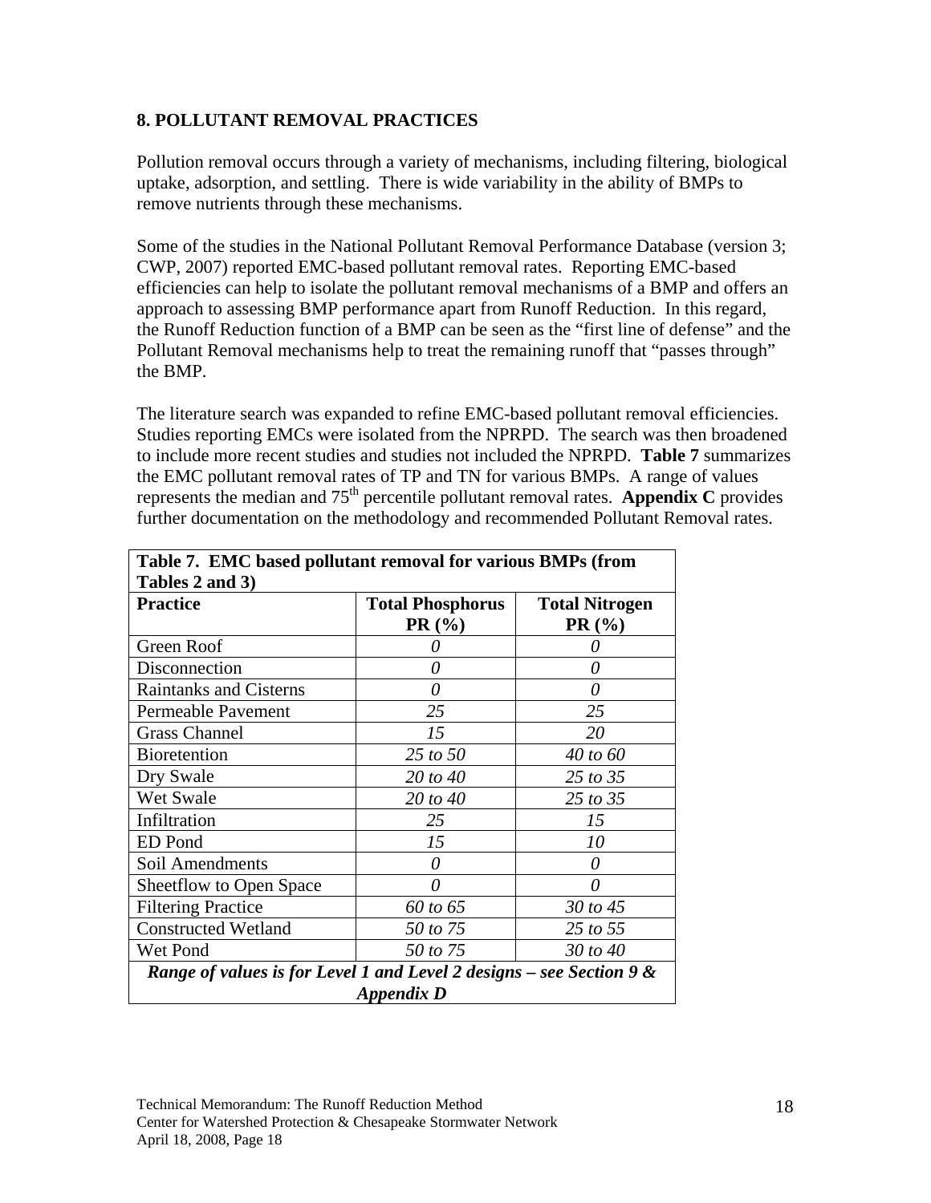## 8. POLLUTANT REMOVAL PRACTICES

Pollution removal occurs through a variety of mechanisms, including filtering, biological uptake, adsorption, and settling. There is wide variability in the ability of BMPs to remove nutrients through these mechanisms.

Some of the studies in the National Pollutant Removal Performance Database (version 3; CWP, 2007) reported EMC-based pollutant removal rates. Reporting EMC-based efficiencies can help to isolate the pollutant removal mechanisms of a BMP and offers an approach to assessing BMP performance apart from Runoff Reduction. In this regard, the Runoff Reduction function of a BMP can be seen as the "first line of defense" and the Pollutant Removal mechanisms help to treat the remaining runoff that "passes through" the BMP.

The literature search was expanded to refine EMC-based pollutant removal efficiencies. Studies reporting EMCs were isolated from the NPRPD. The search was then broadened to include more recent studies and studies not included the NPRPD. **Table 7** summarizes the EMC pollutant removal rates of TP and TN for various BMPs. A range of values represents the median and 75[th] percentile pollutant removal rates. **Appendix C** provides further documentation on the methodology and recommended Pollutant Removal rates.

**Table 7. EMC based pollutant removal for various BMPs (from Tables 2 and 3)**

| Practice | Total Phosphorus PR (%) | Total Nitrogen PR (%) |
| --- | --- | --- |
| Green Roof | *0* | *0* |
| Disconnection | *0* | *0* |
| Raintanks and Cisterns | *0* | *0* |
| Permeable Pavement | *25* | *25* |
| Grass Channel | *15* | *20* |
| Bioretention | *25 to 50* | *40 to 60* |
| Dry Swale | *20 to 40* | *25 to 35* |
| Wet Swale | *20 to 40* | *25 to 35* |
| Infiltration | *25* | *15* |
| ED Pond | *15* | *10* |
| Soil Amendments | *0* | *0* |
| Sheetflow to Open Space | *0* | *0* |
| Filtering Practice | *60 to 65* | *30 to 45* |
| Constructed Wetland | *50 to 75* | *25 to 55* |
| Wet Pond | *50 to 75* | *30 to 40* |

***Range of values is for Level 1 and Level 2 designs – see Section 9 & Appendix D***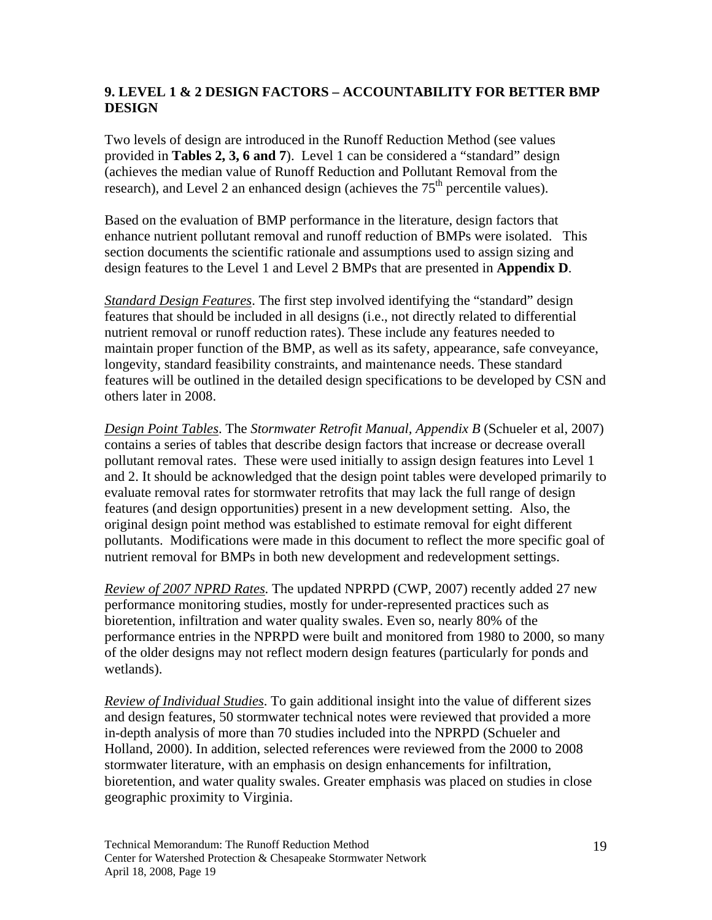## 9. LEVEL 1 & 2 DESIGN FACTORS – ACCOUNTABILITY FOR BETTER BMP DESIGN

Two levels of design are introduced in the Runoff Reduction Method (see values provided in **Tables 2, 3, 6 and 7**). Level 1 can be considered a "standard" design (achieves the median value of Runoff Reduction and Pollutant Removal from the research), and Level 2 an enhanced design (achieves the $75^{th}$ percentile values).

Based on the evaluation of BMP performance in the literature, design factors that enhance nutrient pollutant removal and runoff reduction of BMPs were isolated. This section documents the scientific rationale and assumptions used to assign sizing and design features to the Level 1 and Level 2 BMPs that are presented in **Appendix D**.

*Standard Design Features*. The first step involved identifying the "standard" design features that should be included in all designs (i.e., not directly related to differential nutrient removal or runoff reduction rates). These include any features needed to maintain proper function of the BMP, as well as its safety, appearance, safe conveyance, longevity, standard feasibility constraints, and maintenance needs. These standard features will be outlined in the detailed design specifications to be developed by CSN and others later in 2008.

*Design Point Tables*. The *Stormwater Retrofit Manual, Appendix B* (Schueler et al, 2007) contains a series of tables that describe design factors that increase or decrease overall pollutant removal rates. These were used initially to assign design features into Level 1 and 2. It should be acknowledged that the design point tables were developed primarily to evaluate removal rates for stormwater retrofits that may lack the full range of design features (and design opportunities) present in a new development setting. Also, the original design point method was established to estimate removal for eight different pollutants. Modifications were made in this document to reflect the more specific goal of nutrient removal for BMPs in both new development and redevelopment settings.

*Review of 2007 NPRD Rates.* The updated NPRPD (CWP, 2007) recently added 27 new performance monitoring studies, mostly for under-represented practices such as bioretention, infiltration and water quality swales. Even so, nearly 80% of the performance entries in the NPRPD were built and monitored from 1980 to 2000, so many of the older designs may not reflect modern design features (particularly for ponds and wetlands).

*Review of Individual Studies*. To gain additional insight into the value of different sizes and design features, 50 stormwater technical notes were reviewed that provided a more in-depth analysis of more than 70 studies included into the NPRPD (Schueler and Holland, 2000). In addition, selected references were reviewed from the 2000 to 2008 stormwater literature, with an emphasis on design enhancements for infiltration, bioretention, and water quality swales. Greater emphasis was placed on studies in close geographic proximity to Virginia.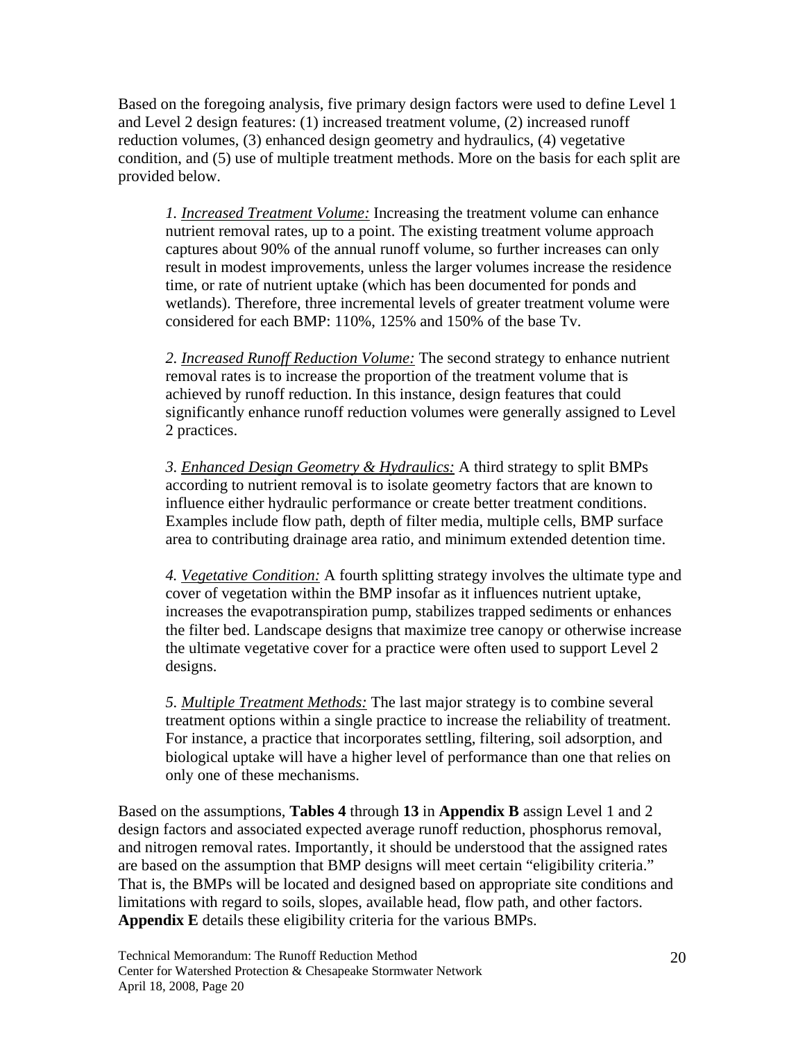Based on the foregoing analysis, five primary design factors were used to define Level 1 and Level 2 design features: (1) increased treatment volume, (2) increased runoff reduction volumes, (3) enhanced design geometry and hydraulics, (4) vegetative condition, and (5) use of multiple treatment methods. More on the basis for each split are provided below.

> *1. Increased Treatment Volume:* Increasing the treatment volume can enhance nutrient removal rates, up to a point. The existing treatment volume approach captures about 90% of the annual runoff volume, so further increases can only result in modest improvements, unless the larger volumes increase the residence time, or rate of nutrient uptake (which has been documented for ponds and wetlands). Therefore, three incremental levels of greater treatment volume were considered for each BMP: 110%, 125% and 150% of the base Tv.
>
> *2. Increased Runoff Reduction Volume:* The second strategy to enhance nutrient removal rates is to increase the proportion of the treatment volume that is achieved by runoff reduction. In this instance, design features that could significantly enhance runoff reduction volumes were generally assigned to Level 2 practices.
>
> *3. Enhanced Design Geometry & Hydraulics:* A third strategy to split BMPs according to nutrient removal is to isolate geometry factors that are known to influence either hydraulic performance or create better treatment conditions. Examples include flow path, depth of filter media, multiple cells, BMP surface area to contributing drainage area ratio, and minimum extended detention time.
>
> *4. Vegetative Condition:* A fourth splitting strategy involves the ultimate type and cover of vegetation within the BMP insofar as it influences nutrient uptake, increases the evapotranspiration pump, stabilizes trapped sediments or enhances the filter bed. Landscape designs that maximize tree canopy or otherwise increase the ultimate vegetative cover for a practice were often used to support Level 2 designs.
>
> *5. Multiple Treatment Methods:* The last major strategy is to combine several treatment options within a single practice to increase the reliability of treatment. For instance, a practice that incorporates settling, filtering, soil adsorption, and biological uptake will have a higher level of performance than one that relies on only one of these mechanisms.

Based on the assumptions, **Tables 4** through **13** in **Appendix B** assign Level 1 and 2 design factors and associated expected average runoff reduction, phosphorus removal, and nitrogen removal rates. Importantly, it should be understood that the assigned rates are based on the assumption that BMP designs will meet certain "eligibility criteria." That is, the BMPs will be located and designed based on appropriate site conditions and limitations with regard to soils, slopes, available head, flow path, and other factors. **Appendix E** details these eligibility criteria for the various BMPs.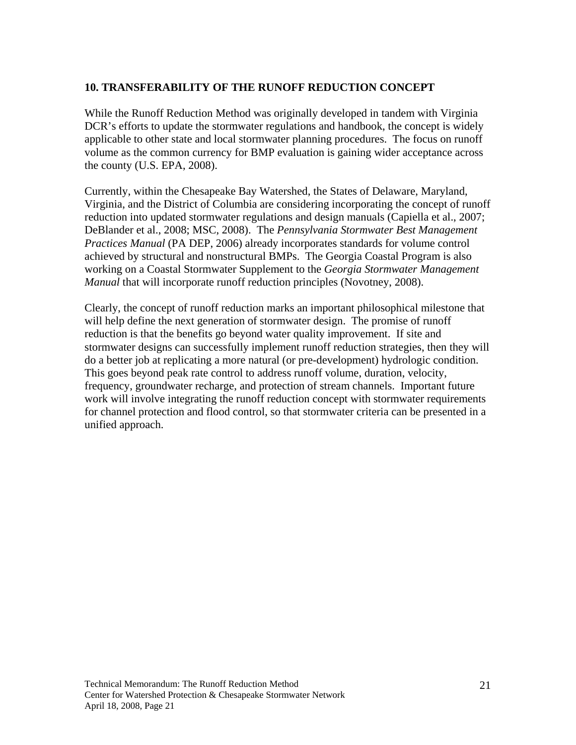## 10. TRANSFERABILITY OF THE RUNOFF REDUCTION CONCEPT

While the Runoff Reduction Method was originally developed in tandem with Virginia DCR's efforts to update the stormwater regulations and handbook, the concept is widely applicable to other state and local stormwater planning procedures. The focus on runoff volume as the common currency for BMP evaluation is gaining wider acceptance across the county (U.S. EPA, 2008).

Currently, within the Chesapeake Bay Watershed, the States of Delaware, Maryland, Virginia, and the District of Columbia are considering incorporating the concept of runoff reduction into updated stormwater regulations and design manuals (Capiella et al., 2007; DeBlander et al., 2008; MSC, 2008). The *Pennsylvania Stormwater Best Management Practices Manual* (PA DEP, 2006) already incorporates standards for volume control achieved by structural and nonstructural BMPs. The Georgia Coastal Program is also working on a Coastal Stormwater Supplement to the *Georgia Stormwater Management Manual* that will incorporate runoff reduction principles (Novotney, 2008).

Clearly, the concept of runoff reduction marks an important philosophical milestone that will help define the next generation of stormwater design. The promise of runoff reduction is that the benefits go beyond water quality improvement. If site and stormwater designs can successfully implement runoff reduction strategies, then they will do a better job at replicating a more natural (or pre-development) hydrologic condition. This goes beyond peak rate control to address runoff volume, duration, velocity, frequency, groundwater recharge, and protection of stream channels. Important future work will involve integrating the runoff reduction concept with stormwater requirements for channel protection and flood control, so that stormwater criteria can be presented in a unified approach.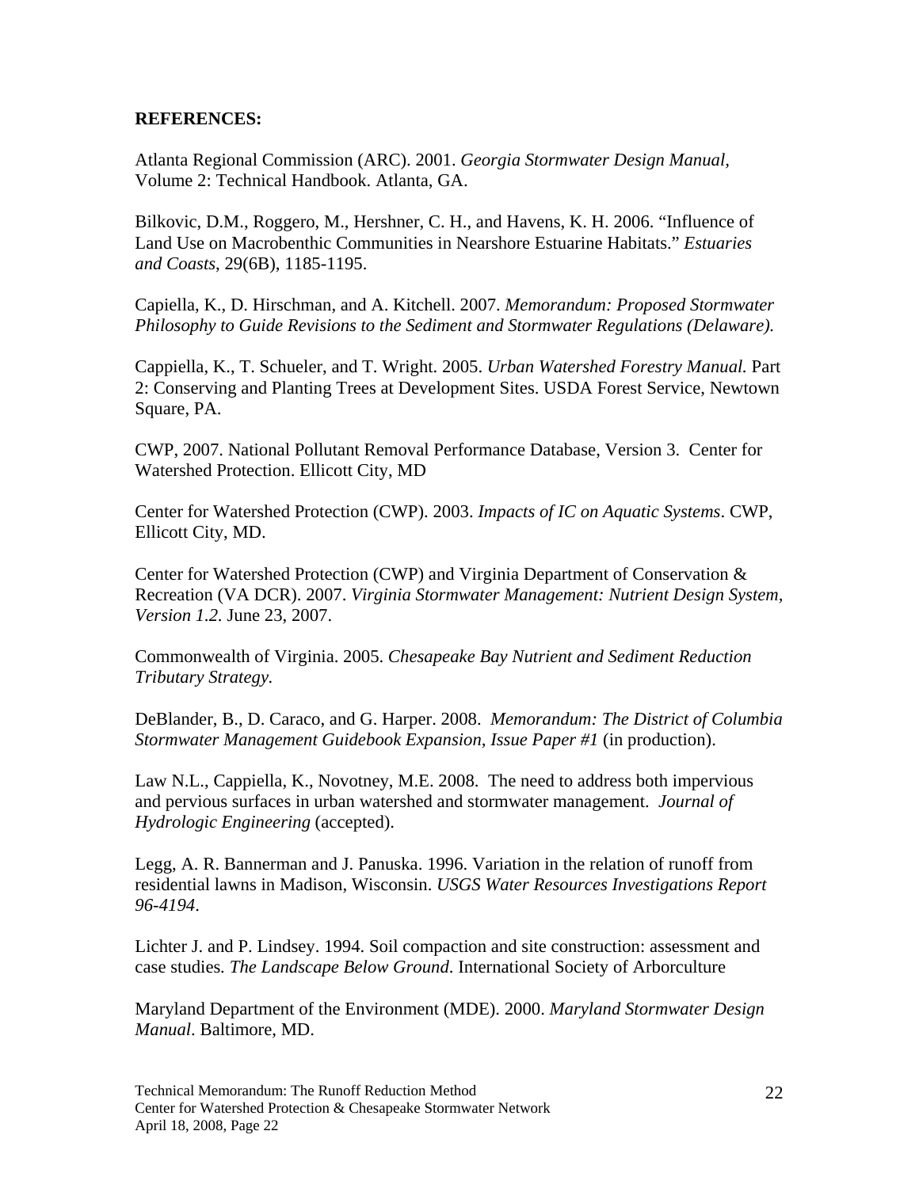**REFERENCES:**

Atlanta Regional Commission (ARC). 2001. *Georgia Stormwater Design Manual*, Volume 2: Technical Handbook. Atlanta, GA.

Bilkovic, D.M., Roggero, M., Hershner, C. H., and Havens, K. H. 2006. "Influence of Land Use on Macrobenthic Communities in Nearshore Estuarine Habitats." *Estuaries and Coasts*, 29(6B), 1185-1195.

Capiella, K., D. Hirschman, and A. Kitchell. 2007. *Memorandum: Proposed Stormwater Philosophy to Guide Revisions to the Sediment and Stormwater Regulations (Delaware).*

Cappiella, K., T. Schueler, and T. Wright. 2005. *Urban Watershed Forestry Manual.* Part 2: Conserving and Planting Trees at Development Sites. USDA Forest Service, Newtown Square, PA.

CWP, 2007. National Pollutant Removal Performance Database, Version 3. Center for Watershed Protection. Ellicott City, MD

Center for Watershed Protection (CWP). 2003. *Impacts of IC on Aquatic Systems*. CWP, Ellicott City, MD.

Center for Watershed Protection (CWP) and Virginia Department of Conservation & Recreation (VA DCR). 2007. *Virginia Stormwater Management: Nutrient Design System, Version 1.2.* June 23, 2007.

Commonwealth of Virginia. 2005. *Chesapeake Bay Nutrient and Sediment Reduction Tributary Strategy.*

DeBlander, B., D. Caraco, and G. Harper. 2008. *Memorandum: The District of Columbia Stormwater Management Guidebook Expansion, Issue Paper #1* (in production).

Law N.L., Cappiella, K., Novotney, M.E. 2008. The need to address both impervious and pervious surfaces in urban watershed and stormwater management. *Journal of Hydrologic Engineering* (accepted).

Legg, A. R. Bannerman and J. Panuska. 1996. Variation in the relation of runoff from residential lawns in Madison, Wisconsin. *USGS Water Resources Investigations Report 96-4194*.

Lichter J. and P. Lindsey. 1994. Soil compaction and site construction: assessment and case studies. *The Landscape Below Ground*. International Society of Arboriculture

Maryland Department of the Environment (MDE). 2000. *Maryland Stormwater Design Manual*. Baltimore, MD.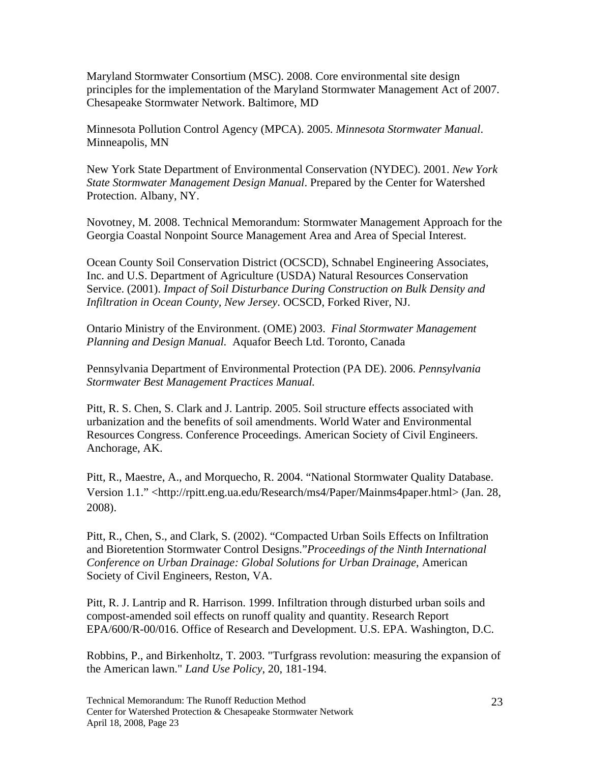Maryland Stormwater Consortium (MSC). 2008. Core environmental site design principles for the implementation of the Maryland Stormwater Management Act of 2007. Chesapeake Stormwater Network. Baltimore, MD

Minnesota Pollution Control Agency (MPCA). 2005. *Minnesota Stormwater Manual*. Minneapolis, MN

New York State Department of Environmental Conservation (NYDEC). 2001. *New York State Stormwater Management Design Manual*. Prepared by the Center for Watershed Protection. Albany, NY.

Novotney, M. 2008. Technical Memorandum: Stormwater Management Approach for the Georgia Coastal Nonpoint Source Management Area and Area of Special Interest.

Ocean County Soil Conservation District (OCSCD), Schnabel Engineering Associates, Inc. and U.S. Department of Agriculture (USDA) Natural Resources Conservation Service. (2001). *Impact of Soil Disturbance During Construction on Bulk Density and Infiltration in Ocean County, New Jersey*. OCSCD, Forked River, NJ.

Ontario Ministry of the Environment. (OME) 2003. *Final Stormwater Management Planning and Design Manual.* Aquafor Beech Ltd. Toronto, Canada

Pennsylvania Department of Environmental Protection (PA DE). 2006. *Pennsylvania Stormwater Best Management Practices Manual.*

Pitt, R. S. Chen, S. Clark and J. Lantrip. 2005. Soil structure effects associated with urbanization and the benefits of soil amendments. World Water and Environmental Resources Congress. Conference Proceedings. American Society of Civil Engineers. Anchorage, AK.

Pitt, R., Maestre, A., and Morquecho, R. 2004. "National Stormwater Quality Database. Version 1.1." <http://rpitt.eng.ua.edu/Research/ms4/Paper/Mainms4paper.html> (Jan. 28, 2008).

Pitt, R., Chen, S., and Clark, S. (2002). "Compacted Urban Soils Effects on Infiltration and Bioretention Stormwater Control Designs."*Proceedings of the Ninth International Conference on Urban Drainage: Global Solutions for Urban Drainage*, American Society of Civil Engineers, Reston, VA.

Pitt, R. J. Lantrip and R. Harrison. 1999. Infiltration through disturbed urban soils and compost-amended soil effects on runoff quality and quantity. Research Report EPA/600/R-00/016. Office of Research and Development. U.S. EPA. Washington, D.C.

Robbins, P., and Birkenholtz, T. 2003. "Turfgrass revolution: measuring the expansion of the American lawn." *Land Use Policy*, 20, 181-194.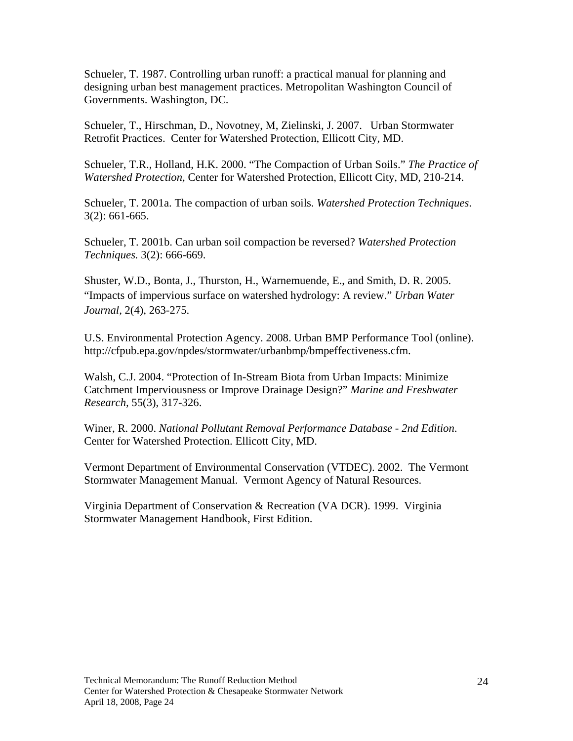Schueler, T. 1987. Controlling urban runoff: a practical manual for planning and designing urban best management practices. Metropolitan Washington Council of Governments. Washington, DC.

Schueler, T., Hirschman, D., Novotney, M, Zielinski, J. 2007. Urban Stormwater Retrofit Practices. Center for Watershed Protection, Ellicott City, MD.

Schueler, T.R., Holland, H.K. 2000. "The Compaction of Urban Soils." *The Practice of Watershed Protection,* Center for Watershed Protection, Ellicott City, MD, 210-214.

Schueler, T. 2001a. The compaction of urban soils. *Watershed Protection Techniques*. 3(2): 661-665.

Schueler, T. 2001b. Can urban soil compaction be reversed? *Watershed Protection Techniques.* 3(2): 666-669.

Shuster, W.D., Bonta, J., Thurston, H., Warnemuende, E., and Smith, D. R. 2005. "Impacts of impervious surface on watershed hydrology: A review." *Urban Water Journal,* 2(4), 263-275.

U.S. Environmental Protection Agency. 2008. Urban BMP Performance Tool (online). http://cfpub.epa.gov/npdes/stormwater/urbanbmp/bmpeffectiveness.cfm.

Walsh, C.J. 2004. "Protection of In-Stream Biota from Urban Impacts: Minimize Catchment Imperviousness or Improve Drainage Design?" *Marine and Freshwater Research,* 55(3), 317-326.

Winer, R. 2000. *National Pollutant Removal Performance Database - 2nd Edition*. Center for Watershed Protection. Ellicott City, MD.

Vermont Department of Environmental Conservation (VTDEC). 2002. The Vermont Stormwater Management Manual. Vermont Agency of Natural Resources.

Virginia Department of Conservation & Recreation (VA DCR). 1999. Virginia Stormwater Management Handbook, First Edition.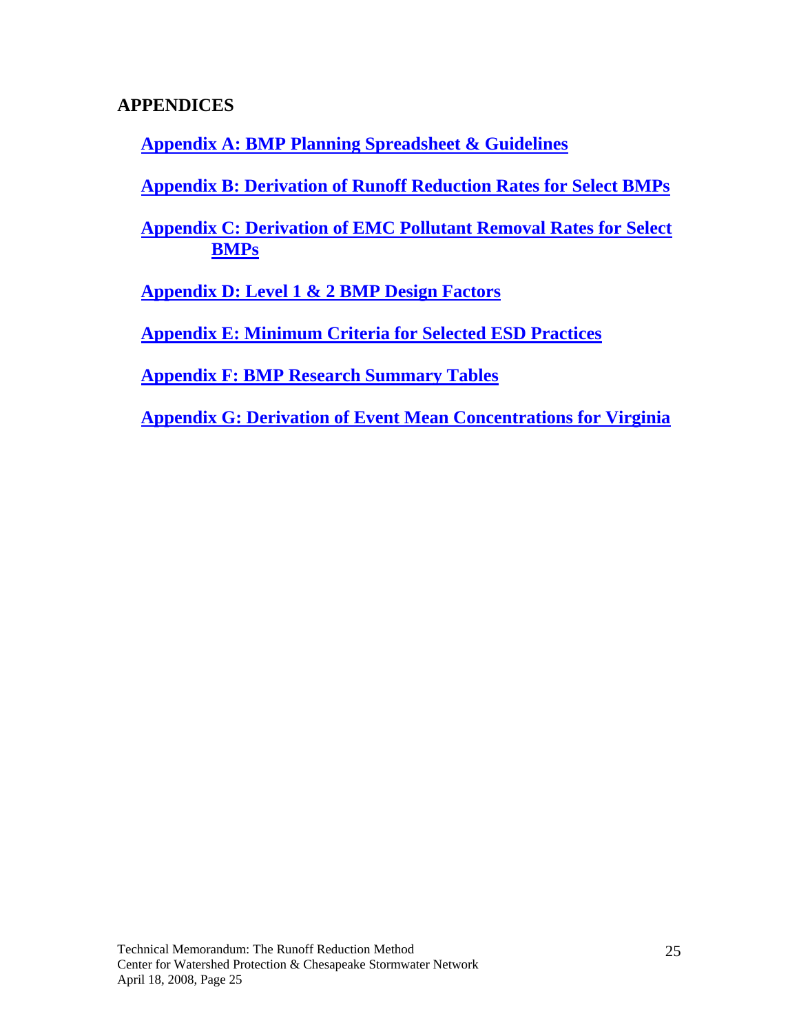## APPENDICES

**Appendix A: BMP Planning Spreadsheet & Guidelines**

**Appendix B: Derivation of Runoff Reduction Rates for Select BMPs**

**Appendix C: Derivation of EMC Pollutant Removal Rates for Select BMPs**

**Appendix D: Level 1 & 2 BMP Design Factors**

**Appendix E: Minimum Criteria for Selected ESD Practices**

**Appendix F: BMP Research Summary Tables**

**Appendix G: Derivation of Event Mean Concentrations for Virginia**